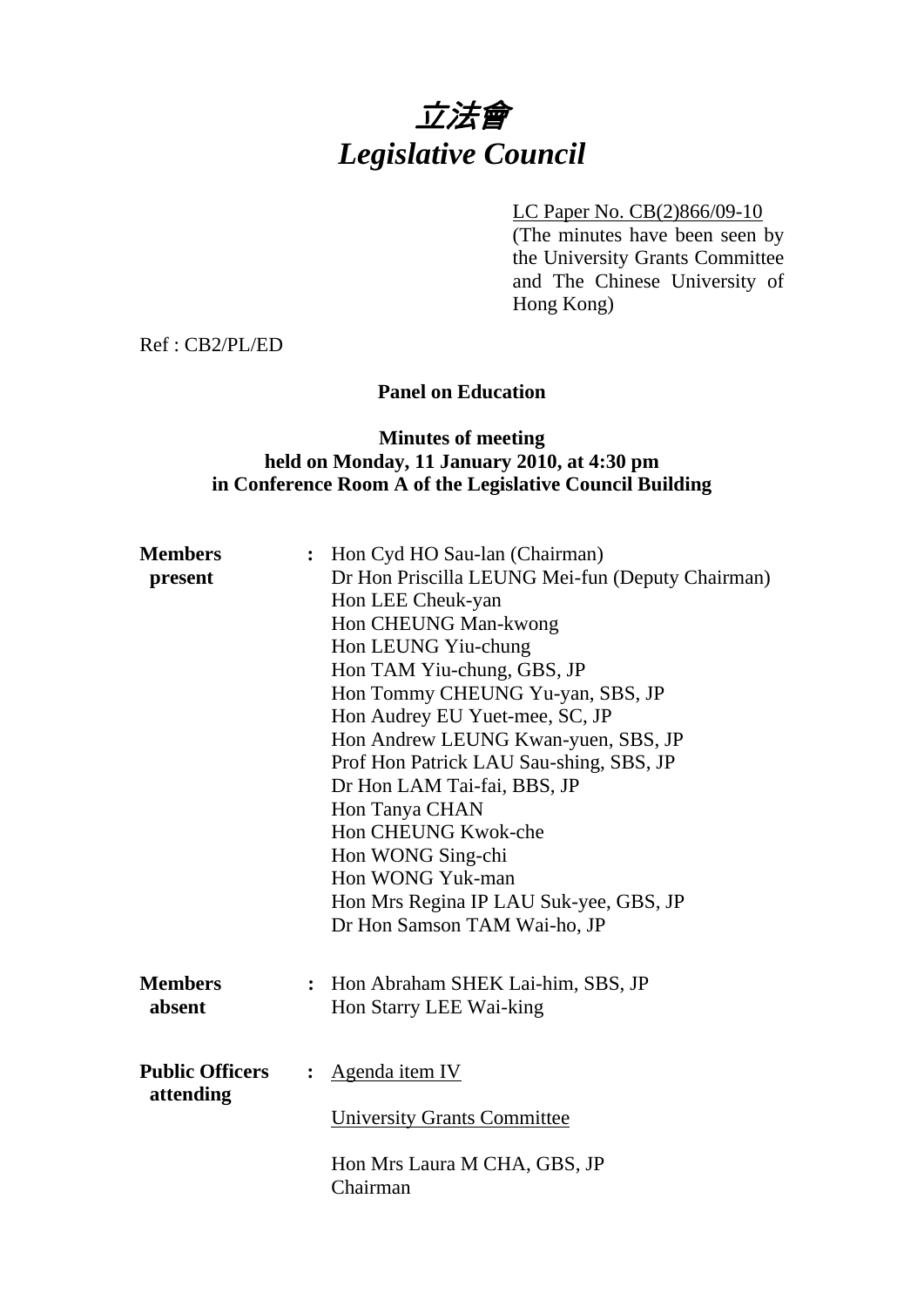# 立法會
# *Legislative Council*

LC Paper No. CB(2)866/09-10
(The minutes have been seen by the University Grants Committee and The Chinese University of Hong Kong)

Ref : CB2/PL/ED

**Panel on Education**

**Minutes of meeting**
**held on Monday, 11 January 2010, at 4:30 pm**
**in Conference Room A of the Legislative Council Building**

**Members present** : Hon Cyd HO Sau-lan (Chairman)
Dr Hon Priscilla LEUNG Mei-fun (Deputy Chairman)
Hon LEE Cheuk-yan
Hon CHEUNG Man-kwong
Hon LEUNG Yiu-chung
Hon TAM Yiu-chung, GBS, JP
Hon Tommy CHEUNG Yu-yan, SBS, JP
Hon Audrey EU Yuet-mee, SC, JP
Hon Andrew LEUNG Kwan-yuen, SBS, JP
Prof Hon Patrick LAU Sau-shing, SBS, JP
Dr Hon LAM Tai-fai, BBS, JP
Hon Tanya CHAN
Hon CHEUNG Kwok-che
Hon WONG Sing-chi
Hon WONG Yuk-man
Hon Mrs Regina IP LAU Suk-yee, GBS, JP
Dr Hon Samson TAM Wai-ho, JP

**Members absent** : Hon Abraham SHEK Lai-him, SBS, JP
Hon Starry LEE Wai-king

**Public Officers attending** : Agenda item IV

University Grants Committee

Hon Mrs Laura M CHA, GBS, JP
Chairman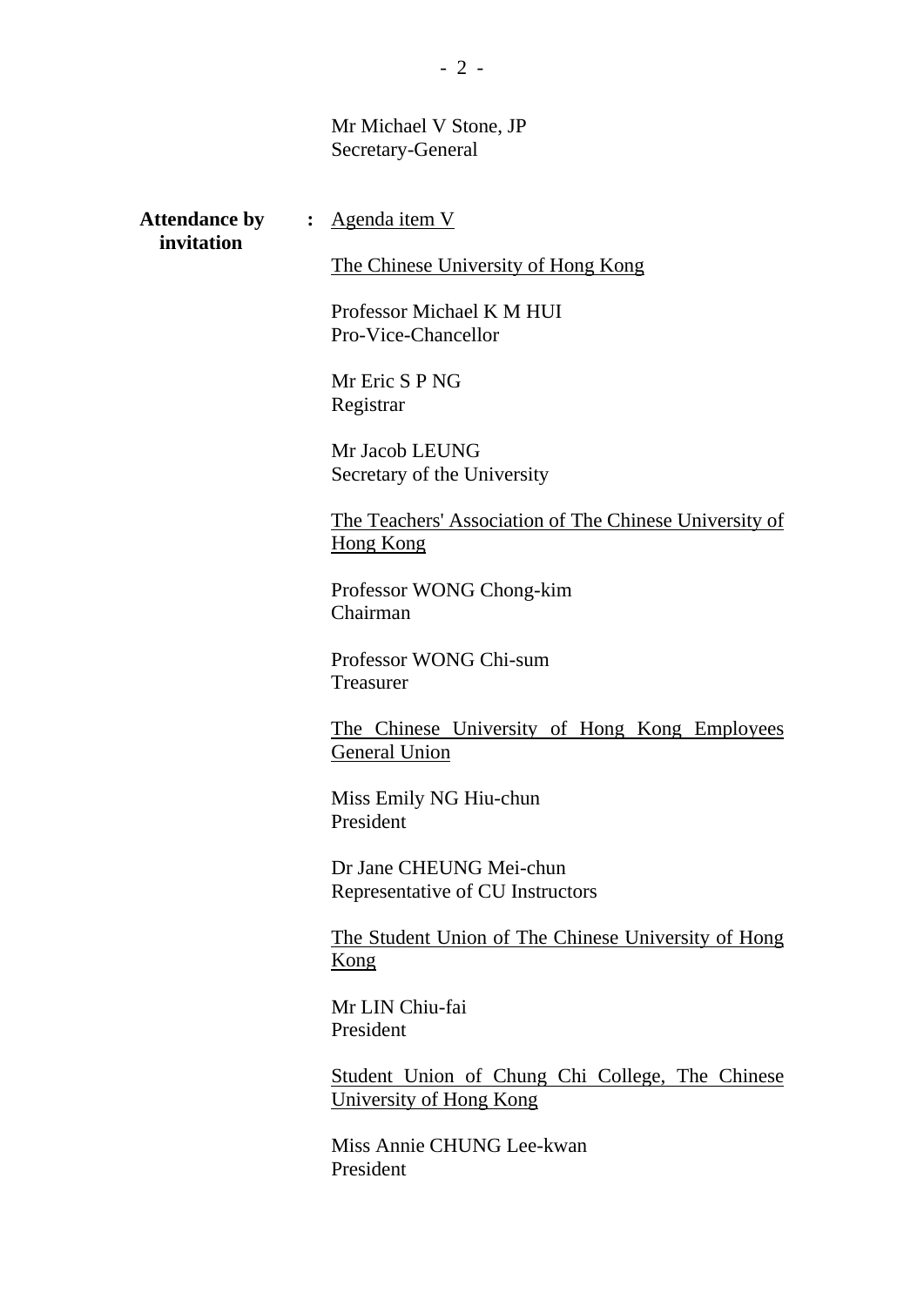Mr Michael V Stone, JP
Secretary-General

**Attendance by invitation** : Agenda item V

The Chinese University of Hong Kong

Professor Michael K M HUI
Pro-Vice-Chancellor

Mr Eric S P NG
Registrar

Mr Jacob LEUNG
Secretary of the University

The Teachers' Association of The Chinese University of Hong Kong

Professor WONG Chong-kim
Chairman

Professor WONG Chi-sum
Treasurer

The Chinese University of Hong Kong Employees General Union

Miss Emily NG Hiu-chun
President

Dr Jane CHEUNG Mei-chun
Representative of CU Instructors

The Student Union of The Chinese University of Hong Kong

Mr LIN Chiu-fai
President

Student Union of Chung Chi College, The Chinese University of Hong Kong

Miss Annie CHUNG Lee-kwan
President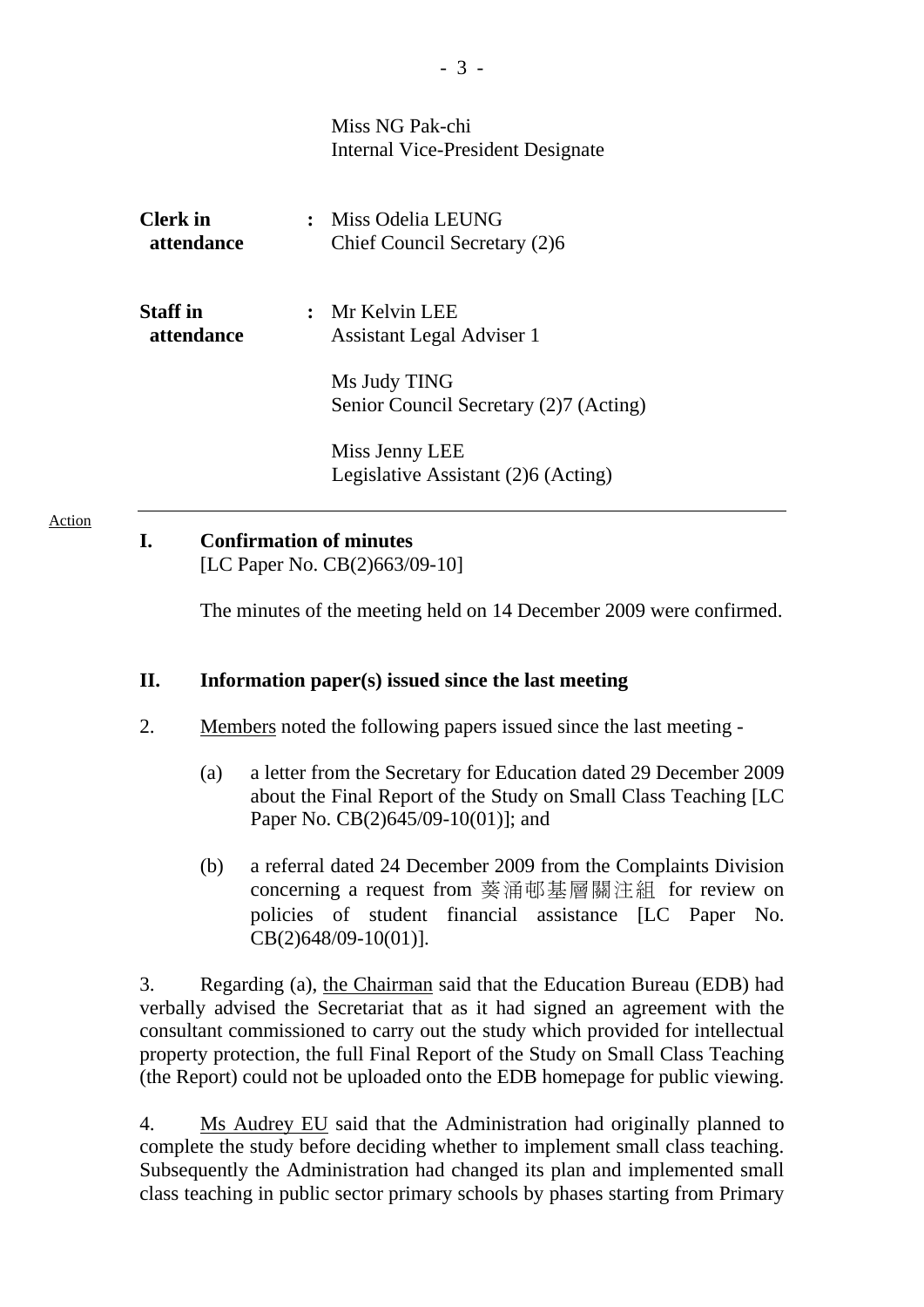Miss NG Pak-chi
Internal Vice-President Designate

**Clerk in attendance** : Miss Odelia LEUNG
Chief Council Secretary (2)6

**Staff in attendance** : Mr Kelvin LEE
Assistant Legal Adviser 1

Ms Judy TING
Senior Council Secretary (2)7 (Acting)

Miss Jenny LEE
Legislative Assistant (2)6 (Acting)

---

Action

## I. Confirmation of minutes

[LC Paper No. CB(2)663/09-10]

The minutes of the meeting held on 14 December 2009 were confirmed.

## II. Information paper(s) issued since the last meeting

2. Members noted the following papers issued since the last meeting -

(a) a letter from the Secretary for Education dated 29 December 2009 about the Final Report of the Study on Small Class Teaching [LC Paper No. CB(2)645/09-10(01)]; and

(b) a referral dated 24 December 2009 from the Complaints Division concerning a request from 葵涌邨基層關注組 for review on policies of student financial assistance [LC Paper No. CB(2)648/09-10(01)].

3. Regarding (a), the Chairman said that the Education Bureau (EDB) had verbally advised the Secretariat that as it had signed an agreement with the consultant commissioned to carry out the study which provided for intellectual property protection, the full Final Report of the Study on Small Class Teaching (the Report) could not be uploaded onto the EDB homepage for public viewing.

4. Ms Audrey EU said that the Administration had originally planned to complete the study before deciding whether to implement small class teaching. Subsequently the Administration had changed its plan and implemented small class teaching in public sector primary schools by phases starting from Primary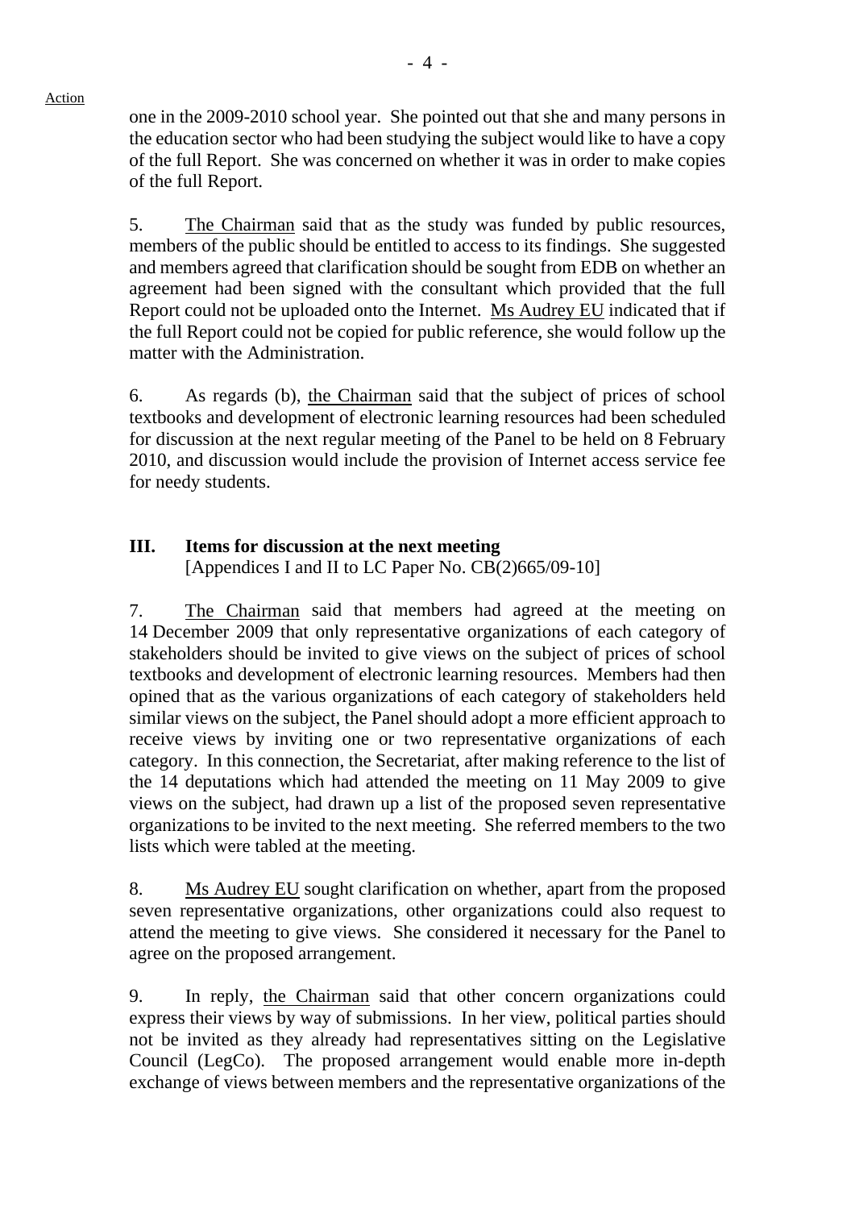one in the 2009-2010 school year. She pointed out that she and many persons in the education sector who had been studying the subject would like to have a copy of the full Report. She was concerned on whether it was in order to make copies of the full Report.

5. The Chairman said that as the study was funded by public resources, members of the public should be entitled to access to its findings. She suggested and members agreed that clarification should be sought from EDB on whether an agreement had been signed with the consultant which provided that the full Report could not be uploaded onto the Internet. Ms Audrey EU indicated that if the full Report could not be copied for public reference, she would follow up the matter with the Administration.

6. As regards (b), the Chairman said that the subject of prices of school textbooks and development of electronic learning resources had been scheduled for discussion at the next regular meeting of the Panel to be held on 8 February 2010, and discussion would include the provision of Internet access service fee for needy students.

## III. Items for discussion at the next meeting

[Appendices I and II to LC Paper No. CB(2)665/09-10]

7. The Chairman said that members had agreed at the meeting on 14 December 2009 that only representative organizations of each category of stakeholders should be invited to give views on the subject of prices of school textbooks and development of electronic learning resources. Members had then opined that as the various organizations of each category of stakeholders held similar views on the subject, the Panel should adopt a more efficient approach to receive views by inviting one or two representative organizations of each category. In this connection, the Secretariat, after making reference to the list of the 14 deputations which had attended the meeting on 11 May 2009 to give views on the subject, had drawn up a list of the proposed seven representative organizations to be invited to the next meeting. She referred members to the two lists which were tabled at the meeting.

8. Ms Audrey EU sought clarification on whether, apart from the proposed seven representative organizations, other organizations could also request to attend the meeting to give views. She considered it necessary for the Panel to agree on the proposed arrangement.

9. In reply, the Chairman said that other concern organizations could express their views by way of submissions. In her view, political parties should not be invited as they already had representatives sitting on the Legislative Council (LegCo). The proposed arrangement would enable more in-depth exchange of views between members and the representative organizations of the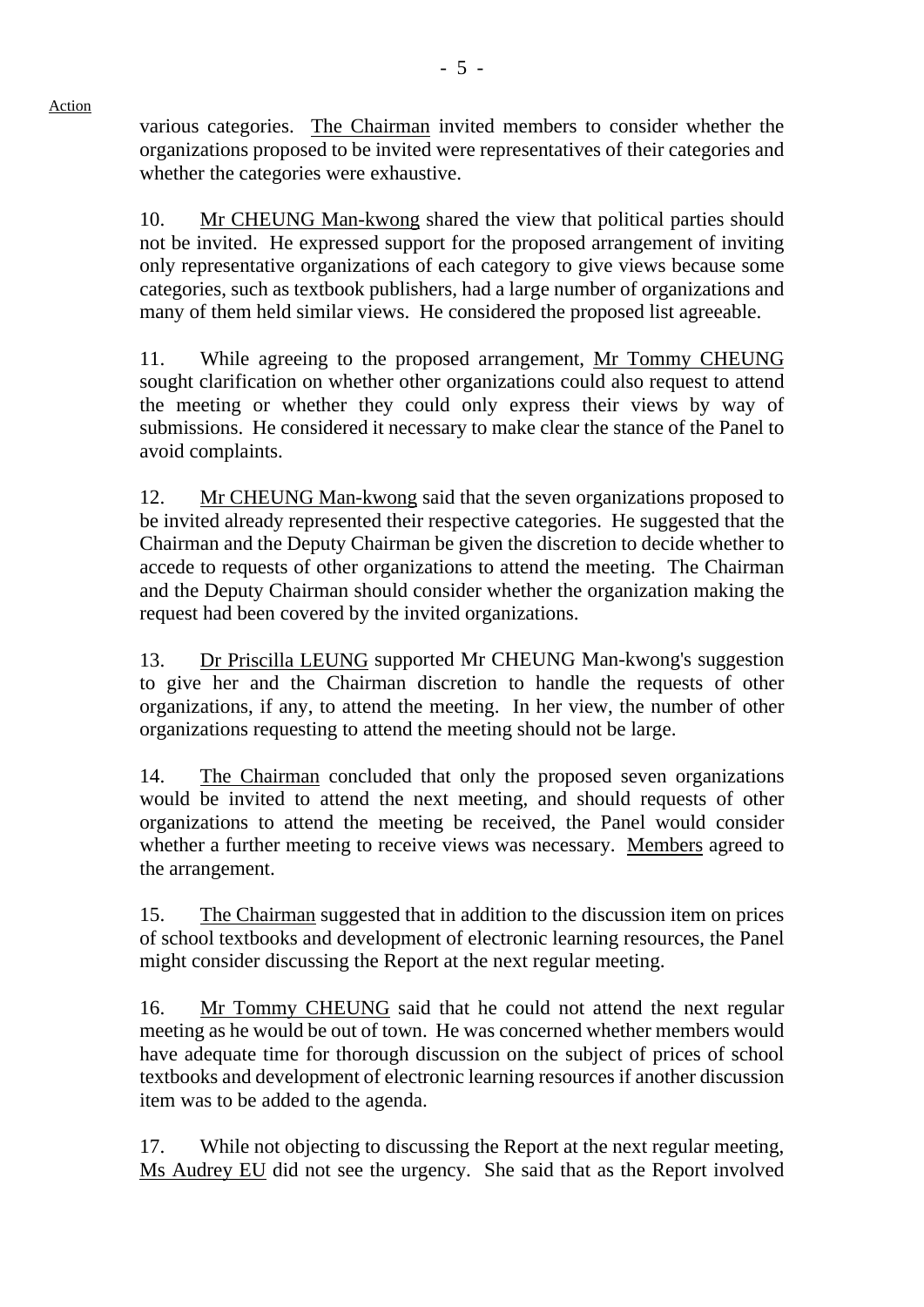various categories. The Chairman invited members to consider whether the organizations proposed to be invited were representatives of their categories and whether the categories were exhaustive.

10. Mr CHEUNG Man-kwong shared the view that political parties should not be invited. He expressed support for the proposed arrangement of inviting only representative organizations of each category to give views because some categories, such as textbook publishers, had a large number of organizations and many of them held similar views. He considered the proposed list agreeable.

11. While agreeing to the proposed arrangement, Mr Tommy CHEUNG sought clarification on whether other organizations could also request to attend the meeting or whether they could only express their views by way of submissions. He considered it necessary to make clear the stance of the Panel to avoid complaints.

12. Mr CHEUNG Man-kwong said that the seven organizations proposed to be invited already represented their respective categories. He suggested that the Chairman and the Deputy Chairman be given the discretion to decide whether to accede to requests of other organizations to attend the meeting. The Chairman and the Deputy Chairman should consider whether the organization making the request had been covered by the invited organizations.

13. Dr Priscilla LEUNG supported Mr CHEUNG Man-kwong's suggestion to give her and the Chairman discretion to handle the requests of other organizations, if any, to attend the meeting. In her view, the number of other organizations requesting to attend the meeting should not be large.

14. The Chairman concluded that only the proposed seven organizations would be invited to attend the next meeting, and should requests of other organizations to attend the meeting be received, the Panel would consider whether a further meeting to receive views was necessary. Members agreed to the arrangement.

15. The Chairman suggested that in addition to the discussion item on prices of school textbooks and development of electronic learning resources, the Panel might consider discussing the Report at the next regular meeting.

16. Mr Tommy CHEUNG said that he could not attend the next regular meeting as he would be out of town. He was concerned whether members would have adequate time for thorough discussion on the subject of prices of school textbooks and development of electronic learning resources if another discussion item was to be added to the agenda.

17. While not objecting to discussing the Report at the next regular meeting, Ms Audrey EU did not see the urgency. She said that as the Report involved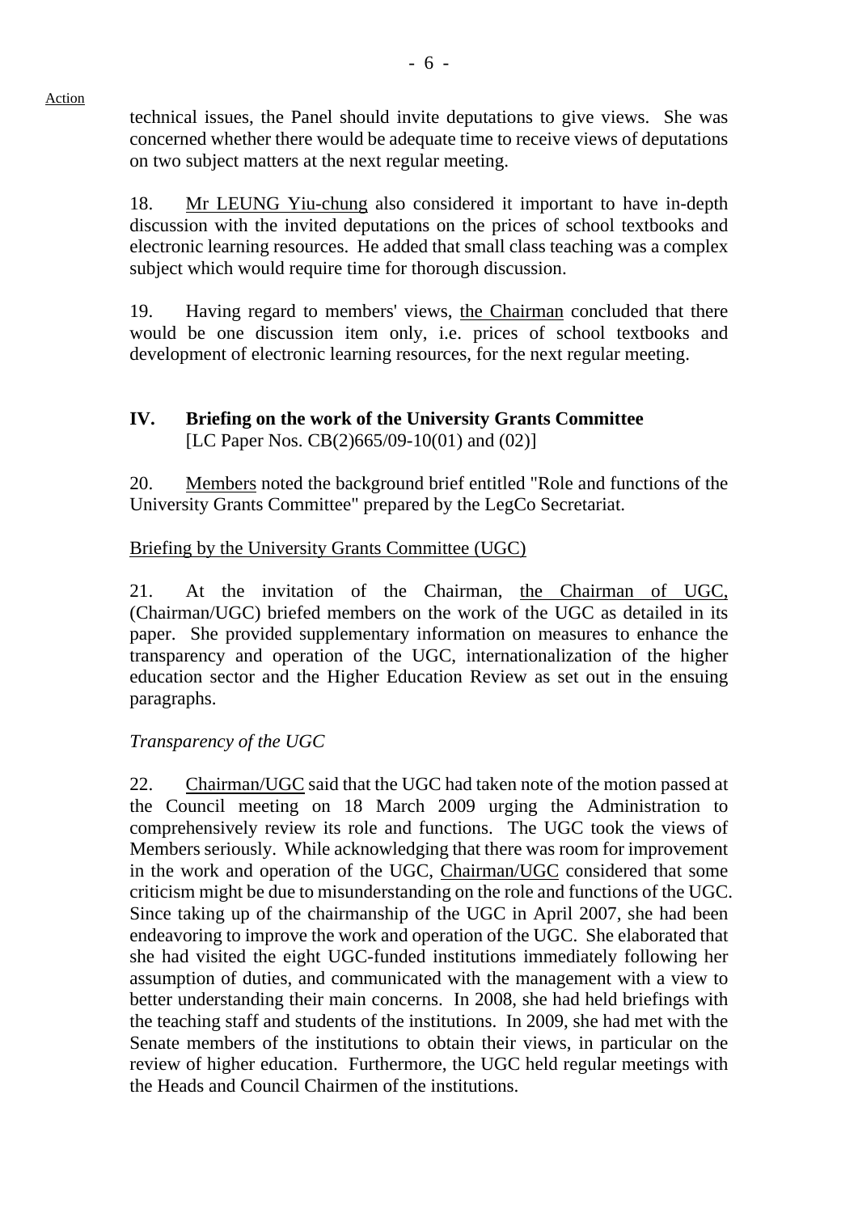Action

technical issues, the Panel should invite deputations to give views. She was concerned whether there would be adequate time to receive views of deputations on two subject matters at the next regular meeting.

18. Mr LEUNG Yiu-chung also considered it important to have in-depth discussion with the invited deputations on the prices of school textbooks and electronic learning resources. He added that small class teaching was a complex subject which would require time for thorough discussion.

19. Having regard to members' views, the Chairman concluded that there would be one discussion item only, i.e. prices of school textbooks and development of electronic learning resources, for the next regular meeting.

**IV. Briefing on the work of the University Grants Committee**
[LC Paper Nos. CB(2)665/09-10(01) and (02)]

20. Members noted the background brief entitled "Role and functions of the University Grants Committee" prepared by the LegCo Secretariat.

Briefing by the University Grants Committee (UGC)

21. At the invitation of the Chairman, the Chairman of UGC, (Chairman/UGC) briefed members on the work of the UGC as detailed in its paper. She provided supplementary information on measures to enhance the transparency and operation of the UGC, internationalization of the higher education sector and the Higher Education Review as set out in the ensuing paragraphs.

*Transparency of the UGC*

22. Chairman/UGC said that the UGC had taken note of the motion passed at the Council meeting on 18 March 2009 urging the Administration to comprehensively review its role and functions. The UGC took the views of Members seriously. While acknowledging that there was room for improvement in the work and operation of the UGC, Chairman/UGC considered that some criticism might be due to misunderstanding on the role and functions of the UGC. Since taking up of the chairmanship of the UGC in April 2007, she had been endeavoring to improve the work and operation of the UGC. She elaborated that she had visited the eight UGC-funded institutions immediately following her assumption of duties, and communicated with the management with a view to better understanding their main concerns. In 2008, she had held briefings with the teaching staff and students of the institutions. In 2009, she had met with the Senate members of the institutions to obtain their views, in particular on the review of higher education. Furthermore, the UGC held regular meetings with the Heads and Council Chairmen of the institutions.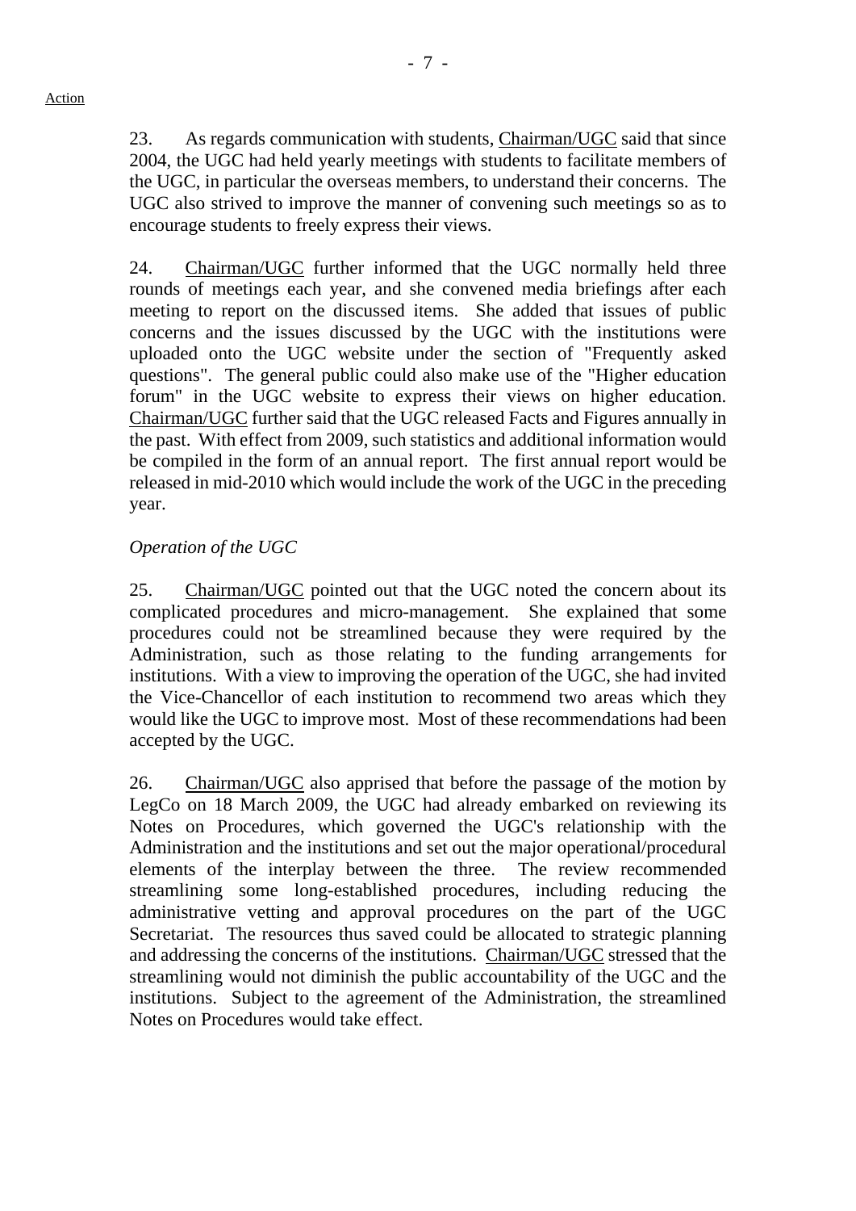23. As regards communication with students, Chairman/UGC said that since 2004, the UGC had held yearly meetings with students to facilitate members of the UGC, in particular the overseas members, to understand their concerns. The UGC also strived to improve the manner of convening such meetings so as to encourage students to freely express their views.

24. Chairman/UGC further informed that the UGC normally held three rounds of meetings each year, and she convened media briefings after each meeting to report on the discussed items. She added that issues of public concerns and the issues discussed by the UGC with the institutions were uploaded onto the UGC website under the section of "Frequently asked questions". The general public could also make use of the "Higher education forum" in the UGC website to express their views on higher education. Chairman/UGC further said that the UGC released Facts and Figures annually in the past. With effect from 2009, such statistics and additional information would be compiled in the form of an annual report. The first annual report would be released in mid-2010 which would include the work of the UGC in the preceding year.

*Operation of the UGC*

25. Chairman/UGC pointed out that the UGC noted the concern about its complicated procedures and micro-management. She explained that some procedures could not be streamlined because they were required by the Administration, such as those relating to the funding arrangements for institutions. With a view to improving the operation of the UGC, she had invited the Vice-Chancellor of each institution to recommend two areas which they would like the UGC to improve most. Most of these recommendations had been accepted by the UGC.

26. Chairman/UGC also apprised that before the passage of the motion by LegCo on 18 March 2009, the UGC had already embarked on reviewing its Notes on Procedures, which governed the UGC's relationship with the Administration and the institutions and set out the major operational/procedural elements of the interplay between the three. The review recommended streamlining some long-established procedures, including reducing the administrative vetting and approval procedures on the part of the UGC Secretariat. The resources thus saved could be allocated to strategic planning and addressing the concerns of the institutions. Chairman/UGC stressed that the streamlining would not diminish the public accountability of the UGC and the institutions. Subject to the agreement of the Administration, the streamlined Notes on Procedures would take effect.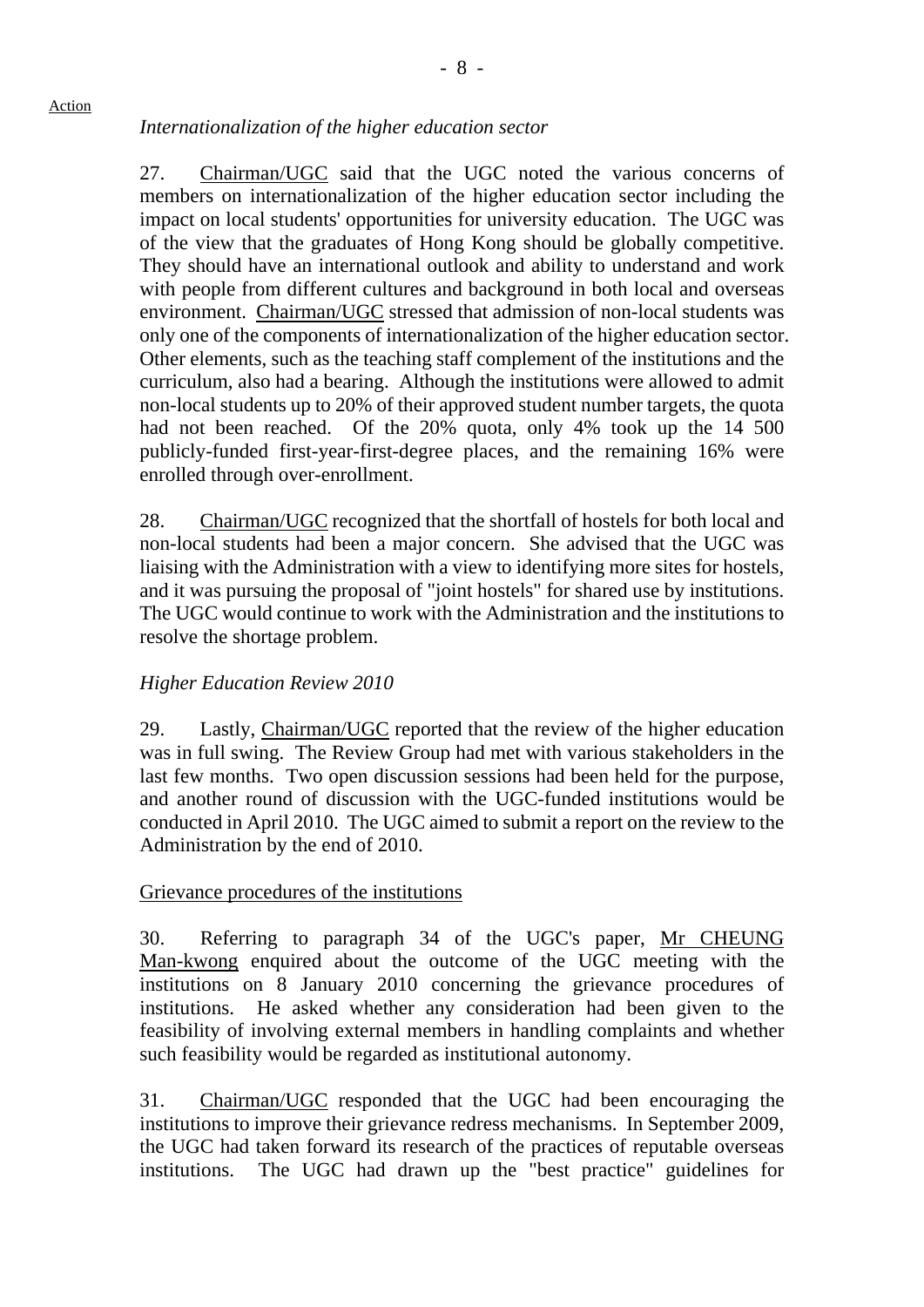Action

*Internationalization of the higher education sector*

27. Chairman/UGC said that the UGC noted the various concerns of members on internationalization of the higher education sector including the impact on local students' opportunities for university education. The UGC was of the view that the graduates of Hong Kong should be globally competitive. They should have an international outlook and ability to understand and work with people from different cultures and background in both local and overseas environment. Chairman/UGC stressed that admission of non-local students was only one of the components of internationalization of the higher education sector. Other elements, such as the teaching staff complement of the institutions and the curriculum, also had a bearing. Although the institutions were allowed to admit non-local students up to 20% of their approved student number targets, the quota had not been reached. Of the 20% quota, only 4% took up the 14 500 publicly-funded first-year-first-degree places, and the remaining 16% were enrolled through over-enrollment.

28. Chairman/UGC recognized that the shortfall of hostels for both local and non-local students had been a major concern. She advised that the UGC was liaising with the Administration with a view to identifying more sites for hostels, and it was pursuing the proposal of "joint hostels" for shared use by institutions. The UGC would continue to work with the Administration and the institutions to resolve the shortage problem.

*Higher Education Review 2010*

29. Lastly, Chairman/UGC reported that the review of the higher education was in full swing. The Review Group had met with various stakeholders in the last few months. Two open discussion sessions had been held for the purpose, and another round of discussion with the UGC-funded institutions would be conducted in April 2010. The UGC aimed to submit a report on the review to the Administration by the end of 2010.

Grievance procedures of the institutions

30. Referring to paragraph 34 of the UGC's paper, Mr CHEUNG Man-kwong enquired about the outcome of the UGC meeting with the institutions on 8 January 2010 concerning the grievance procedures of institutions. He asked whether any consideration had been given to the feasibility of involving external members in handling complaints and whether such feasibility would be regarded as institutional autonomy.

31. Chairman/UGC responded that the UGC had been encouraging the institutions to improve their grievance redress mechanisms. In September 2009, the UGC had taken forward its research of the practices of reputable overseas institutions. The UGC had drawn up the "best practice" guidelines for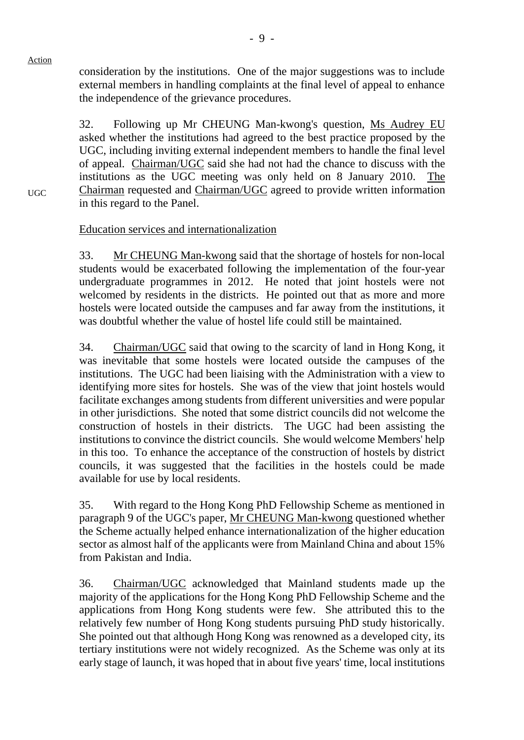consideration by the institutions. One of the major suggestions was to include external members in handling complaints at the final level of appeal to enhance the independence of the grievance procedures.

32. Following up Mr CHEUNG Man-kwong's question, Ms Audrey EU asked whether the institutions had agreed to the best practice proposed by the UGC, including inviting external independent members to handle the final level of appeal. Chairman/UGC said she had not had the chance to discuss with the institutions as the UGC meeting was only held on 8 January 2010. The Chairman requested and Chairman/UGC agreed to provide written information in this regard to the Panel.

UGC

Education services and internationalization

33. Mr CHEUNG Man-kwong said that the shortage of hostels for non-local students would be exacerbated following the implementation of the four-year undergraduate programmes in 2012. He noted that joint hostels were not welcomed by residents in the districts. He pointed out that as more and more hostels were located outside the campuses and far away from the institutions, it was doubtful whether the value of hostel life could still be maintained.

34. Chairman/UGC said that owing to the scarcity of land in Hong Kong, it was inevitable that some hostels were located outside the campuses of the institutions. The UGC had been liaising with the Administration with a view to identifying more sites for hostels. She was of the view that joint hostels would facilitate exchanges among students from different universities and were popular in other jurisdictions. She noted that some district councils did not welcome the construction of hostels in their districts. The UGC had been assisting the institutions to convince the district councils. She would welcome Members' help in this too. To enhance the acceptance of the construction of hostels by district councils, it was suggested that the facilities in the hostels could be made available for use by local residents.

35. With regard to the Hong Kong PhD Fellowship Scheme as mentioned in paragraph 9 of the UGC's paper, Mr CHEUNG Man-kwong questioned whether the Scheme actually helped enhance internationalization of the higher education sector as almost half of the applicants were from Mainland China and about 15% from Pakistan and India.

36. Chairman/UGC acknowledged that Mainland students made up the majority of the applications for the Hong Kong PhD Fellowship Scheme and the applications from Hong Kong students were few. She attributed this to the relatively few number of Hong Kong students pursuing PhD study historically. She pointed out that although Hong Kong was renowned as a developed city, its tertiary institutions were not widely recognized. As the Scheme was only at its early stage of launch, it was hoped that in about five years' time, local institutions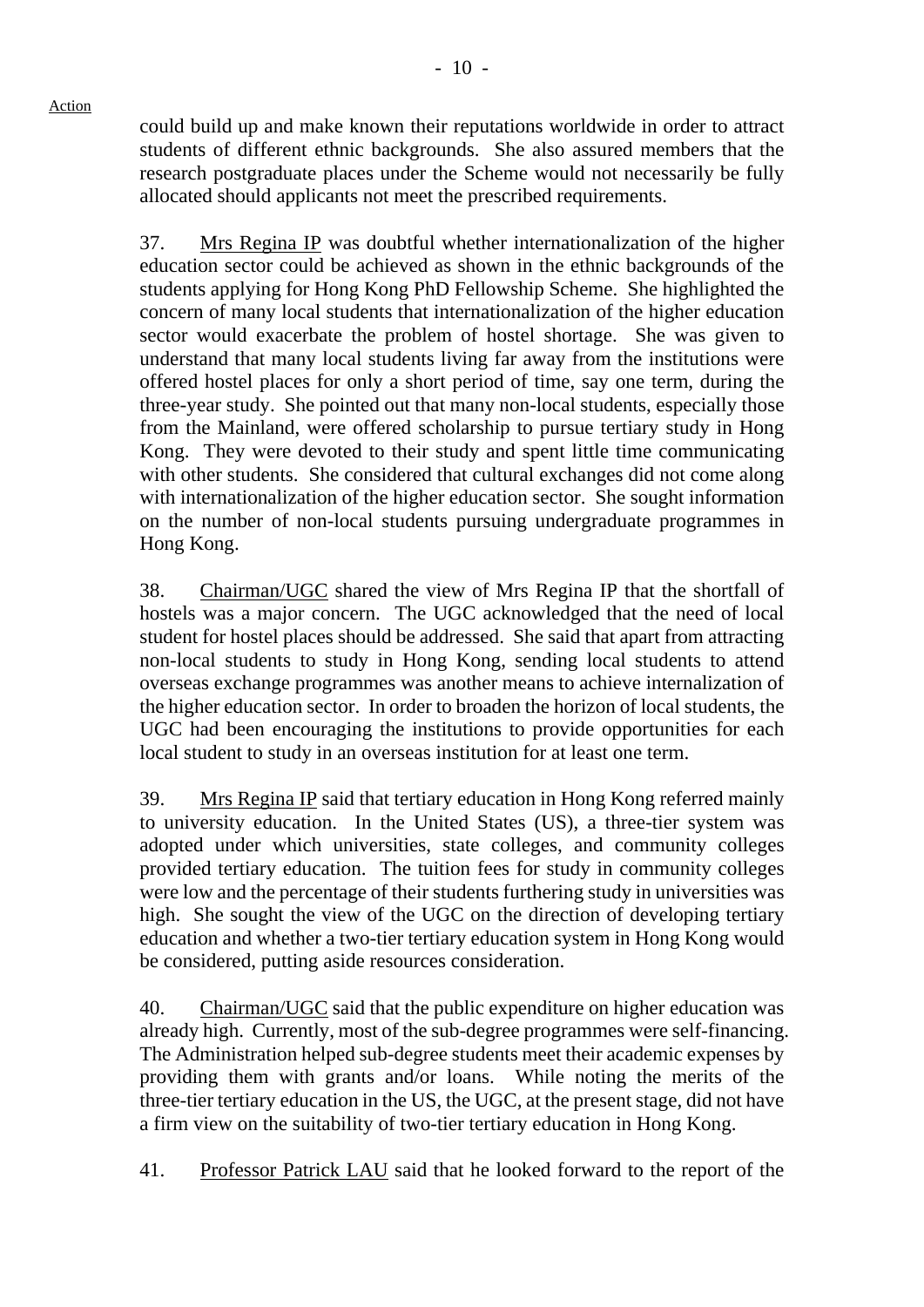could build up and make known their reputations worldwide in order to attract students of different ethnic backgrounds. She also assured members that the research postgraduate places under the Scheme would not necessarily be fully allocated should applicants not meet the prescribed requirements.

37. Mrs Regina IP was doubtful whether internationalization of the higher education sector could be achieved as shown in the ethnic backgrounds of the students applying for Hong Kong PhD Fellowship Scheme. She highlighted the concern of many local students that internationalization of the higher education sector would exacerbate the problem of hostel shortage. She was given to understand that many local students living far away from the institutions were offered hostel places for only a short period of time, say one term, during the three-year study. She pointed out that many non-local students, especially those from the Mainland, were offered scholarship to pursue tertiary study in Hong Kong. They were devoted to their study and spent little time communicating with other students. She considered that cultural exchanges did not come along with internationalization of the higher education sector. She sought information on the number of non-local students pursuing undergraduate programmes in Hong Kong.

38. Chairman/UGC shared the view of Mrs Regina IP that the shortfall of hostels was a major concern. The UGC acknowledged that the need of local student for hostel places should be addressed. She said that apart from attracting non-local students to study in Hong Kong, sending local students to attend overseas exchange programmes was another means to achieve internalization of the higher education sector. In order to broaden the horizon of local students, the UGC had been encouraging the institutions to provide opportunities for each local student to study in an overseas institution for at least one term.

39. Mrs Regina IP said that tertiary education in Hong Kong referred mainly to university education. In the United States (US), a three-tier system was adopted under which universities, state colleges, and community colleges provided tertiary education. The tuition fees for study in community colleges were low and the percentage of their students furthering study in universities was high. She sought the view of the UGC on the direction of developing tertiary education and whether a two-tier tertiary education system in Hong Kong would be considered, putting aside resources consideration.

40. Chairman/UGC said that the public expenditure on higher education was already high. Currently, most of the sub-degree programmes were self-financing. The Administration helped sub-degree students meet their academic expenses by providing them with grants and/or loans. While noting the merits of the three-tier tertiary education in the US, the UGC, at the present stage, did not have a firm view on the suitability of two-tier tertiary education in Hong Kong.

41. Professor Patrick LAU said that he looked forward to the report of the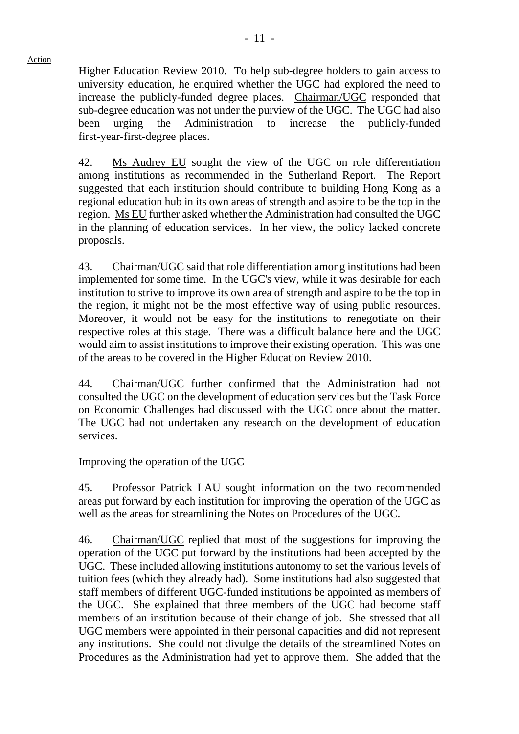Action

Higher Education Review 2010. To help sub-degree holders to gain access to university education, he enquired whether the UGC had explored the need to increase the publicly-funded degree places. Chairman/UGC responded that sub-degree education was not under the purview of the UGC. The UGC had also been urging the Administration to increase the publicly-funded first-year-first-degree places.

42. Ms Audrey EU sought the view of the UGC on role differentiation among institutions as recommended in the Sutherland Report. The Report suggested that each institution should contribute to building Hong Kong as a regional education hub in its own areas of strength and aspire to be the top in the region. Ms EU further asked whether the Administration had consulted the UGC in the planning of education services. In her view, the policy lacked concrete proposals.

43. Chairman/UGC said that role differentiation among institutions had been implemented for some time. In the UGC's view, while it was desirable for each institution to strive to improve its own area of strength and aspire to be the top in the region, it might not be the most effective way of using public resources. Moreover, it would not be easy for the institutions to renegotiate on their respective roles at this stage. There was a difficult balance here and the UGC would aim to assist institutions to improve their existing operation. This was one of the areas to be covered in the Higher Education Review 2010.

44. Chairman/UGC further confirmed that the Administration had not consulted the UGC on the development of education services but the Task Force on Economic Challenges had discussed with the UGC once about the matter. The UGC had not undertaken any research on the development of education services.

Improving the operation of the UGC

45. Professor Patrick LAU sought information on the two recommended areas put forward by each institution for improving the operation of the UGC as well as the areas for streamlining the Notes on Procedures of the UGC.

46. Chairman/UGC replied that most of the suggestions for improving the operation of the UGC put forward by the institutions had been accepted by the UGC. These included allowing institutions autonomy to set the various levels of tuition fees (which they already had). Some institutions had also suggested that staff members of different UGC-funded institutions be appointed as members of the UGC. She explained that three members of the UGC had become staff members of an institution because of their change of job. She stressed that all UGC members were appointed in their personal capacities and did not represent any institutions. She could not divulge the details of the streamlined Notes on Procedures as the Administration had yet to approve them. She added that the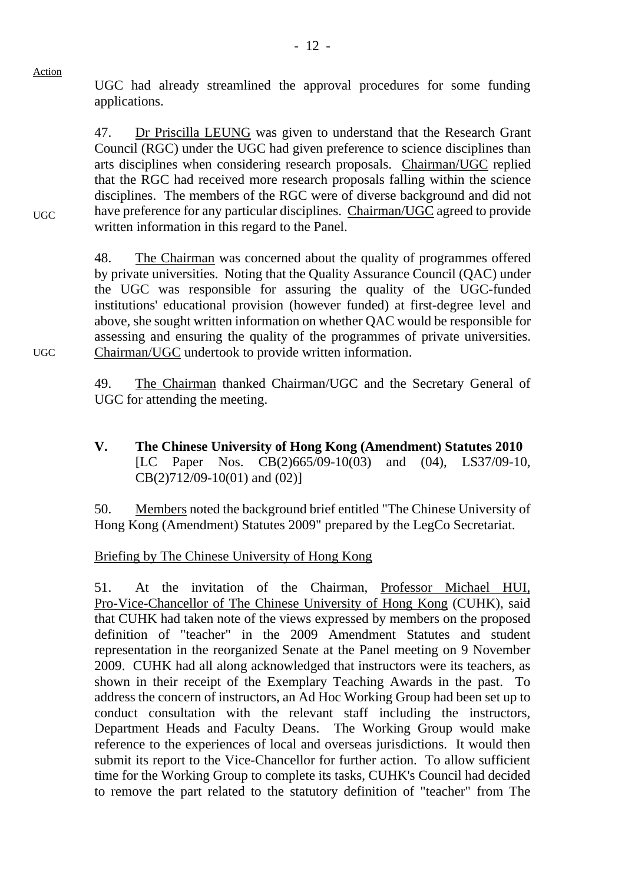Action

UGC had already streamlined the approval procedures for some funding applications.

47. Dr Priscilla LEUNG was given to understand that the Research Grant Council (RGC) under the UGC had given preference to science disciplines than arts disciplines when considering research proposals. Chairman/UGC replied that the RGC had received more research proposals falling within the science disciplines. The members of the RGC were of diverse background and did not have preference for any particular disciplines. Chairman/UGC agreed to provide written information in this regard to the Panel.

UGC

48. The Chairman was concerned about the quality of programmes offered by private universities. Noting that the Quality Assurance Council (QAC) under the UGC was responsible for assuring the quality of the UGC-funded institutions' educational provision (however funded) at first-degree level and above, she sought written information on whether QAC would be responsible for assessing and ensuring the quality of the programmes of private universities. Chairman/UGC undertook to provide written information.

UGC

49. The Chairman thanked Chairman/UGC and the Secretary General of UGC for attending the meeting.

**V. The Chinese University of Hong Kong (Amendment) Statutes 2010**
[LC Paper Nos. CB(2)665/09-10(03) and (04), LS37/09-10, CB(2)712/09-10(01) and (02)]

50. Members noted the background brief entitled "The Chinese University of Hong Kong (Amendment) Statutes 2009" prepared by the LegCo Secretariat.

Briefing by The Chinese University of Hong Kong

51. At the invitation of the Chairman, Professor Michael HUI, Pro-Vice-Chancellor of The Chinese University of Hong Kong (CUHK), said that CUHK had taken note of the views expressed by members on the proposed definition of "teacher" in the 2009 Amendment Statutes and student representation in the reorganized Senate at the Panel meeting on 9 November 2009. CUHK had all along acknowledged that instructors were its teachers, as shown in their receipt of the Exemplary Teaching Awards in the past. To address the concern of instructors, an Ad Hoc Working Group had been set up to conduct consultation with the relevant staff including the instructors, Department Heads and Faculty Deans. The Working Group would make reference to the experiences of local and overseas jurisdictions. It would then submit its report to the Vice-Chancellor for further action. To allow sufficient time for the Working Group to complete its tasks, CUHK's Council had decided to remove the part related to the statutory definition of "teacher" from The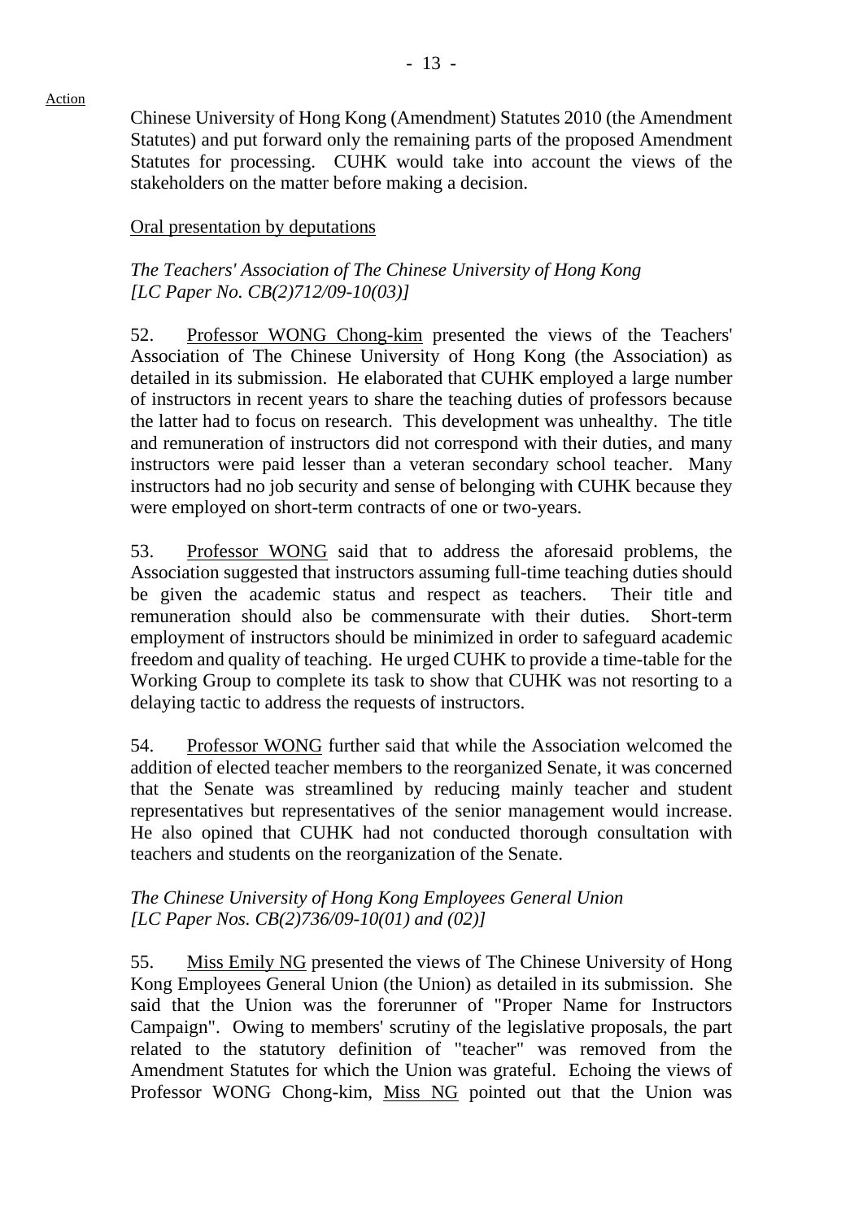Chinese University of Hong Kong (Amendment) Statutes 2010 (the Amendment Statutes) and put forward only the remaining parts of the proposed Amendment Statutes for processing. CUHK would take into account the views of the stakeholders on the matter before making a decision.

Oral presentation by deputations

*The Teachers' Association of The Chinese University of Hong Kong*
*[LC Paper No. CB(2)712/09-10(03)]*

52. Professor WONG Chong-kim presented the views of the Teachers' Association of The Chinese University of Hong Kong (the Association) as detailed in its submission. He elaborated that CUHK employed a large number of instructors in recent years to share the teaching duties of professors because the latter had to focus on research. This development was unhealthy. The title and remuneration of instructors did not correspond with their duties, and many instructors were paid lesser than a veteran secondary school teacher. Many instructors had no job security and sense of belonging with CUHK because they were employed on short-term contracts of one or two-years.

53. Professor WONG said that to address the aforesaid problems, the Association suggested that instructors assuming full-time teaching duties should be given the academic status and respect as teachers. Their title and remuneration should also be commensurate with their duties. Short-term employment of instructors should be minimized in order to safeguard academic freedom and quality of teaching. He urged CUHK to provide a time-table for the Working Group to complete its task to show that CUHK was not resorting to a delaying tactic to address the requests of instructors.

54. Professor WONG further said that while the Association welcomed the addition of elected teacher members to the reorganized Senate, it was concerned that the Senate was streamlined by reducing mainly teacher and student representatives but representatives of the senior management would increase. He also opined that CUHK had not conducted thorough consultation with teachers and students on the reorganization of the Senate.

*The Chinese University of Hong Kong Employees General Union*
*[LC Paper Nos. CB(2)736/09-10(01) and (02)]*

55. Miss Emily NG presented the views of The Chinese University of Hong Kong Employees General Union (the Union) as detailed in its submission. She said that the Union was the forerunner of "Proper Name for Instructors Campaign". Owing to members' scrutiny of the legislative proposals, the part related to the statutory definition of "teacher" was removed from the Amendment Statutes for which the Union was grateful. Echoing the views of Professor WONG Chong-kim, Miss NG pointed out that the Union was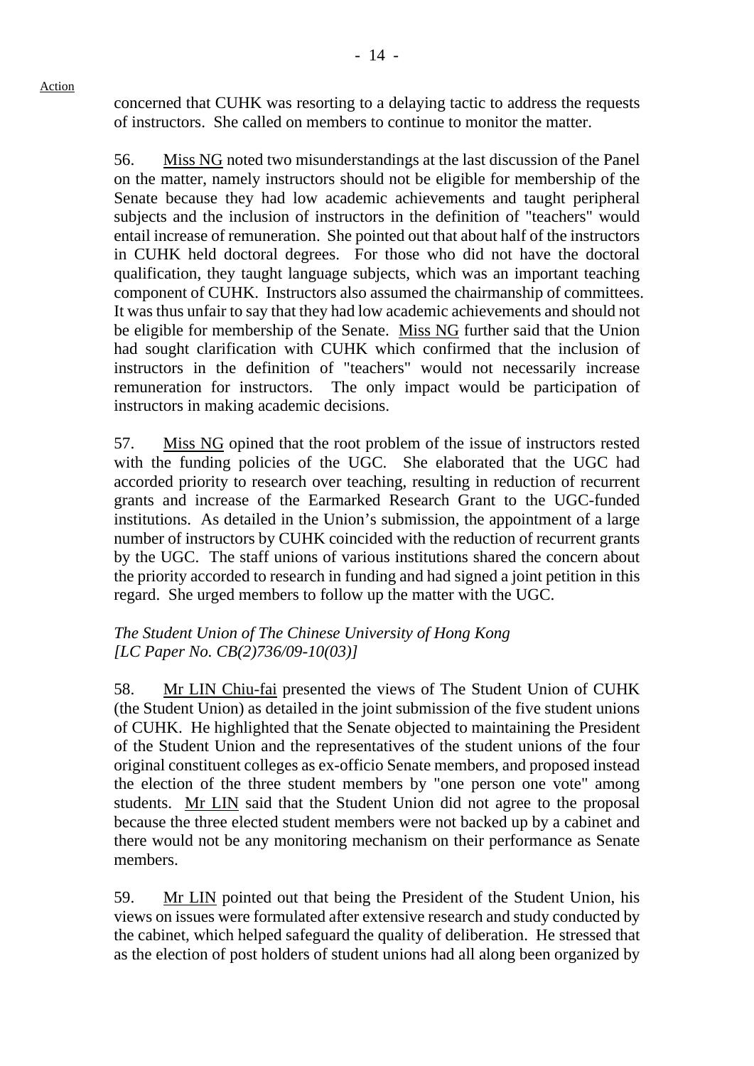concerned that CUHK was resorting to a delaying tactic to address the requests of instructors. She called on members to continue to monitor the matter.

56. Miss NG noted two misunderstandings at the last discussion of the Panel on the matter, namely instructors should not be eligible for membership of the Senate because they had low academic achievements and taught peripheral subjects and the inclusion of instructors in the definition of "teachers" would entail increase of remuneration. She pointed out that about half of the instructors in CUHK held doctoral degrees. For those who did not have the doctoral qualification, they taught language subjects, which was an important teaching component of CUHK. Instructors also assumed the chairmanship of committees. It was thus unfair to say that they had low academic achievements and should not be eligible for membership of the Senate. Miss NG further said that the Union had sought clarification with CUHK which confirmed that the inclusion of instructors in the definition of "teachers" would not necessarily increase remuneration for instructors. The only impact would be participation of instructors in making academic decisions.

57. Miss NG opined that the root problem of the issue of instructors rested with the funding policies of the UGC. She elaborated that the UGC had accorded priority to research over teaching, resulting in reduction of recurrent grants and increase of the Earmarked Research Grant to the UGC-funded institutions. As detailed in the Union's submission, the appointment of a large number of instructors by CUHK coincided with the reduction of recurrent grants by the UGC. The staff unions of various institutions shared the concern about the priority accorded to research in funding and had signed a joint petition in this regard. She urged members to follow up the matter with the UGC.

*The Student Union of The Chinese University of Hong Kong*
*[LC Paper No. CB(2)736/09-10(03)]*

58. Mr LIN Chiu-fai presented the views of The Student Union of CUHK (the Student Union) as detailed in the joint submission of the five student unions of CUHK. He highlighted that the Senate objected to maintaining the President of the Student Union and the representatives of the student unions of the four original constituent colleges as ex-officio Senate members, and proposed instead the election of the three student members by "one person one vote" among students. Mr LIN said that the Student Union did not agree to the proposal because the three elected student members were not backed up by a cabinet and there would not be any monitoring mechanism on their performance as Senate members.

59. Mr LIN pointed out that being the President of the Student Union, his views on issues were formulated after extensive research and study conducted by the cabinet, which helped safeguard the quality of deliberation. He stressed that as the election of post holders of student unions had all along been organized by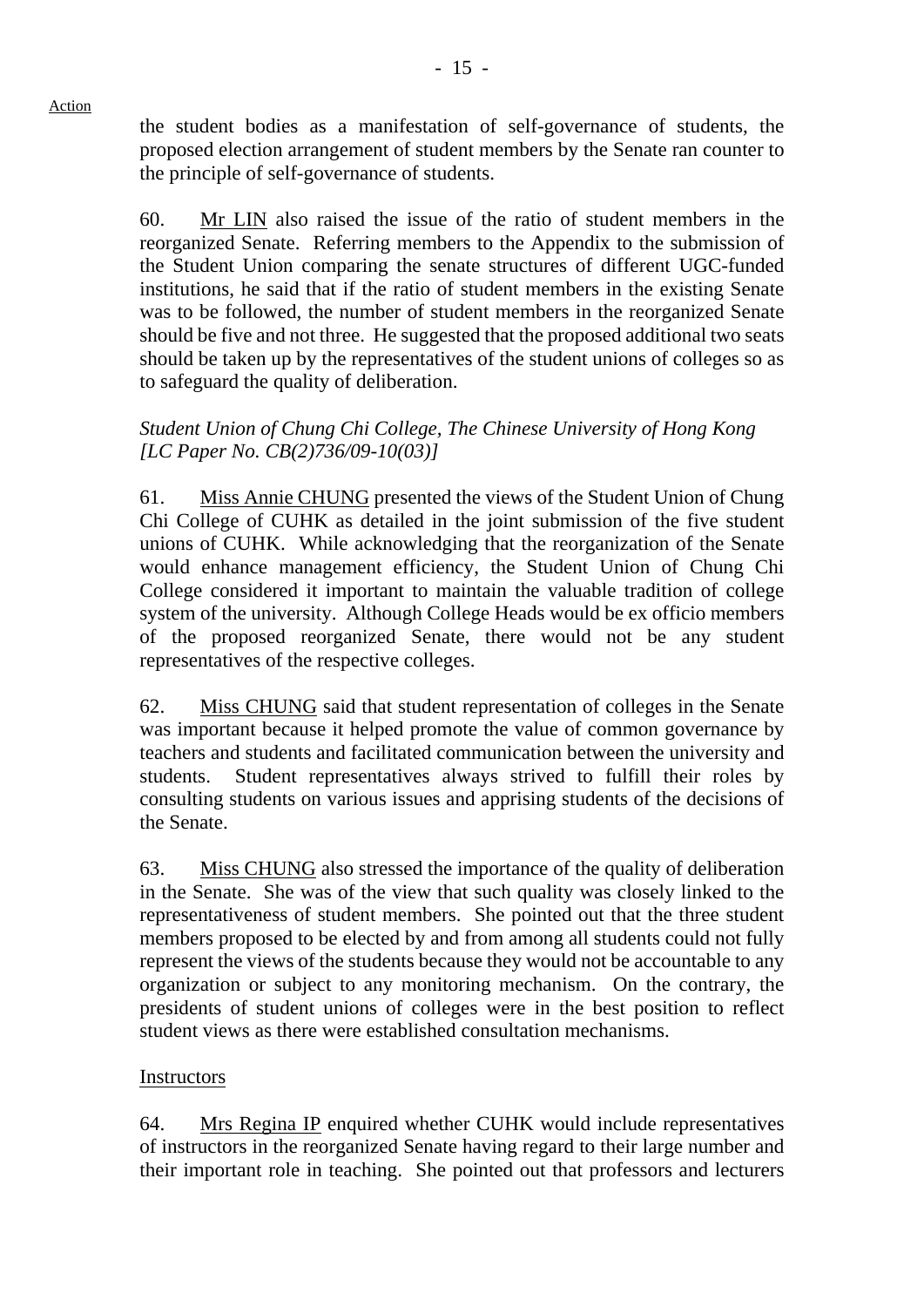Action

the student bodies as a manifestation of self-governance of students, the proposed election arrangement of student members by the Senate ran counter to the principle of self-governance of students.

60. Mr LIN also raised the issue of the ratio of student members in the reorganized Senate. Referring members to the Appendix to the submission of the Student Union comparing the senate structures of different UGC-funded institutions, he said that if the ratio of student members in the existing Senate was to be followed, the number of student members in the reorganized Senate should be five and not three. He suggested that the proposed additional two seats should be taken up by the representatives of the student unions of colleges so as to safeguard the quality of deliberation.

*Student Union of Chung Chi College, The Chinese University of Hong Kong [LC Paper No. CB(2)736/09-10(03)]*

61. Miss Annie CHUNG presented the views of the Student Union of Chung Chi College of CUHK as detailed in the joint submission of the five student unions of CUHK. While acknowledging that the reorganization of the Senate would enhance management efficiency, the Student Union of Chung Chi College considered it important to maintain the valuable tradition of college system of the university. Although College Heads would be ex officio members of the proposed reorganized Senate, there would not be any student representatives of the respective colleges.

62. Miss CHUNG said that student representation of colleges in the Senate was important because it helped promote the value of common governance by teachers and students and facilitated communication between the university and students. Student representatives always strived to fulfill their roles by consulting students on various issues and apprising students of the decisions of the Senate.

63. Miss CHUNG also stressed the importance of the quality of deliberation in the Senate. She was of the view that such quality was closely linked to the representativeness of student members. She pointed out that the three student members proposed to be elected by and from among all students could not fully represent the views of the students because they would not be accountable to any organization or subject to any monitoring mechanism. On the contrary, the presidents of student unions of colleges were in the best position to reflect student views as there were established consultation mechanisms.

Instructors

64. Mrs Regina IP enquired whether CUHK would include representatives of instructors in the reorganized Senate having regard to their large number and their important role in teaching. She pointed out that professors and lecturers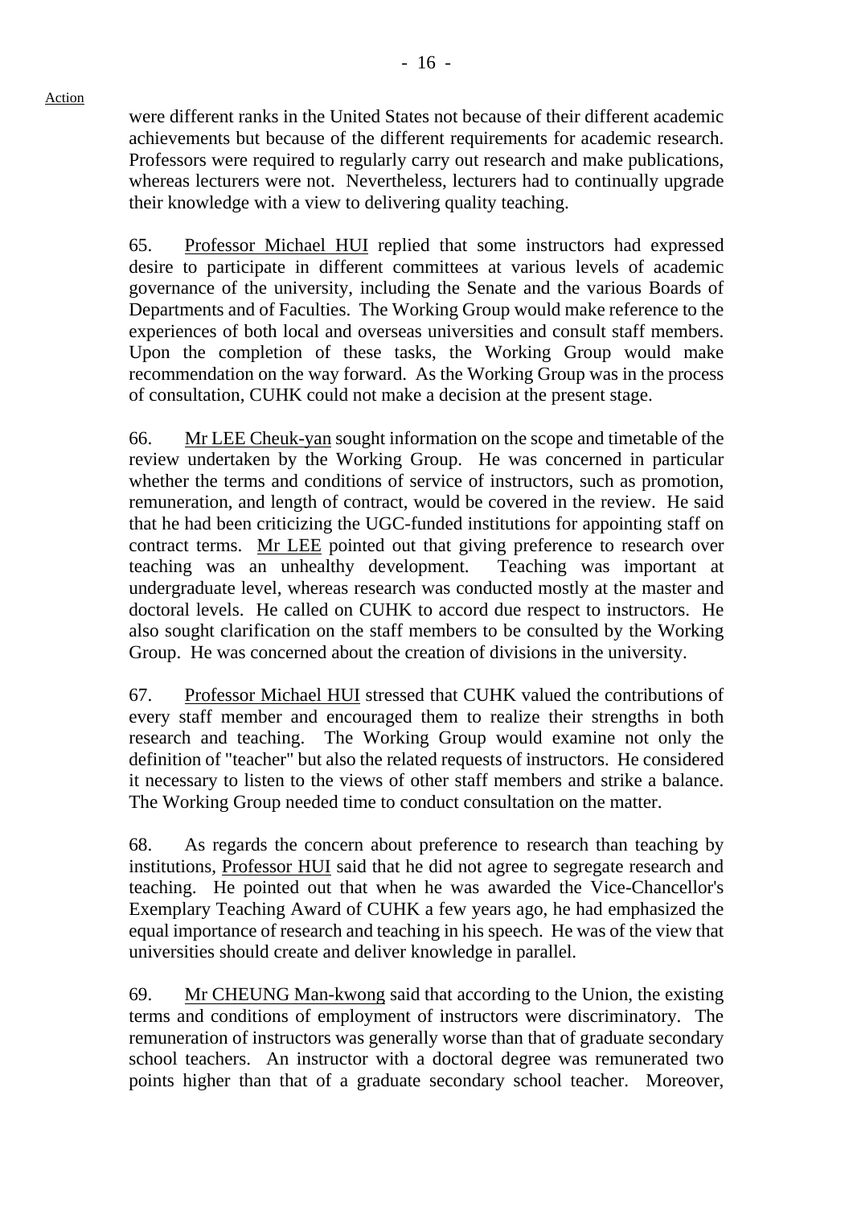were different ranks in the United States not because of their different academic achievements but because of the different requirements for academic research. Professors were required to regularly carry out research and make publications, whereas lecturers were not. Nevertheless, lecturers had to continually upgrade their knowledge with a view to delivering quality teaching.

65. Professor Michael HUI replied that some instructors had expressed desire to participate in different committees at various levels of academic governance of the university, including the Senate and the various Boards of Departments and of Faculties. The Working Group would make reference to the experiences of both local and overseas universities and consult staff members. Upon the completion of these tasks, the Working Group would make recommendation on the way forward. As the Working Group was in the process of consultation, CUHK could not make a decision at the present stage.

66. Mr LEE Cheuk-yan sought information on the scope and timetable of the review undertaken by the Working Group. He was concerned in particular whether the terms and conditions of service of instructors, such as promotion, remuneration, and length of contract, would be covered in the review. He said that he had been criticizing the UGC-funded institutions for appointing staff on contract terms. Mr LEE pointed out that giving preference to research over teaching was an unhealthy development. Teaching was important at undergraduate level, whereas research was conducted mostly at the master and doctoral levels. He called on CUHK to accord due respect to instructors. He also sought clarification on the staff members to be consulted by the Working Group. He was concerned about the creation of divisions in the university.

67. Professor Michael HUI stressed that CUHK valued the contributions of every staff member and encouraged them to realize their strengths in both research and teaching. The Working Group would examine not only the definition of "teacher" but also the related requests of instructors. He considered it necessary to listen to the views of other staff members and strike a balance. The Working Group needed time to conduct consultation on the matter.

68. As regards the concern about preference to research than teaching by institutions, Professor HUI said that he did not agree to segregate research and teaching. He pointed out that when he was awarded the Vice-Chancellor's Exemplary Teaching Award of CUHK a few years ago, he had emphasized the equal importance of research and teaching in his speech. He was of the view that universities should create and deliver knowledge in parallel.

69. Mr CHEUNG Man-kwong said that according to the Union, the existing terms and conditions of employment of instructors were discriminatory. The remuneration of instructors was generally worse than that of graduate secondary school teachers. An instructor with a doctoral degree was remunerated two points higher than that of a graduate secondary school teacher. Moreover,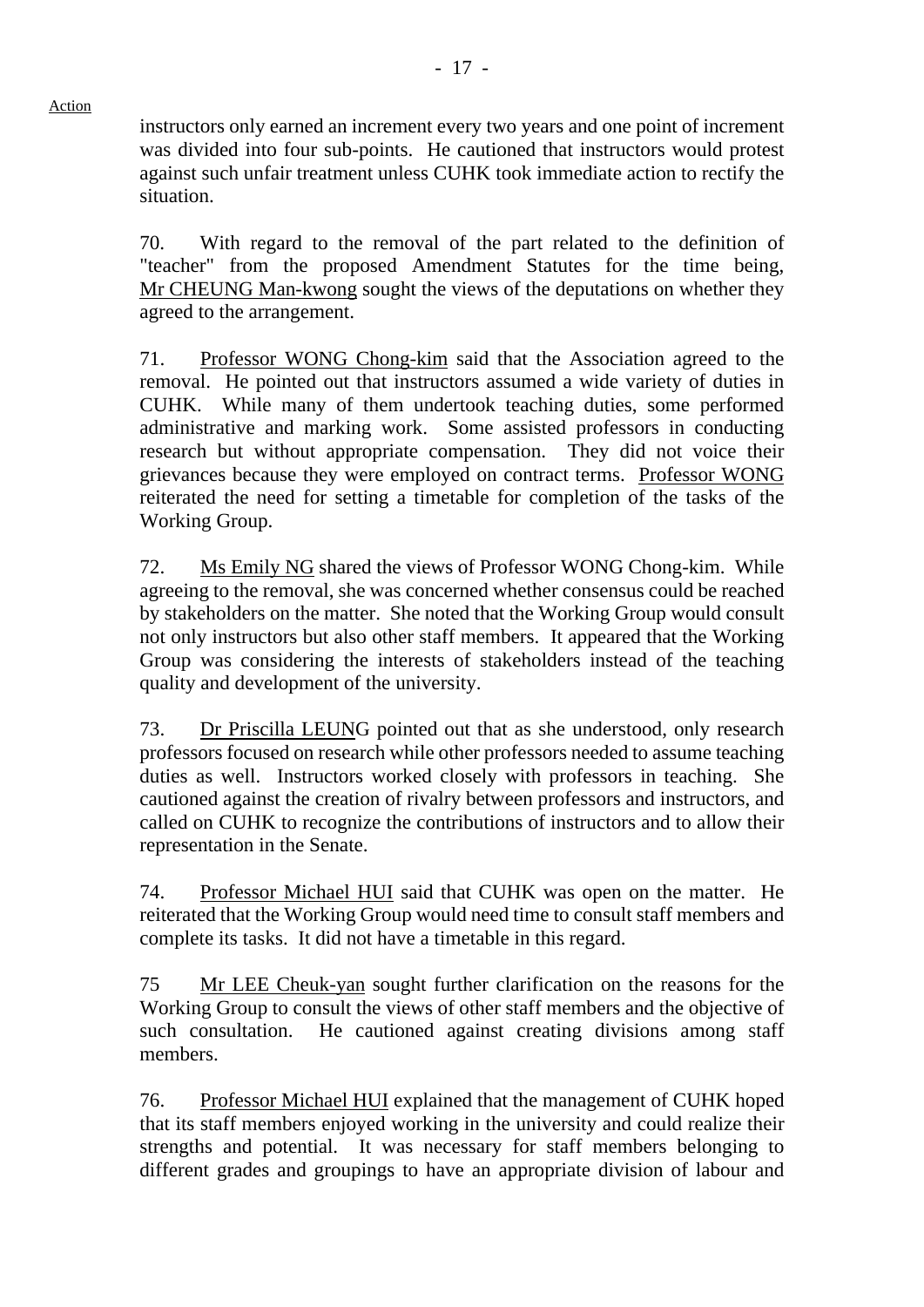instructors only earned an increment every two years and one point of increment was divided into four sub-points. He cautioned that instructors would protest against such unfair treatment unless CUHK took immediate action to rectify the situation.

70. With regard to the removal of the part related to the definition of "teacher" from the proposed Amendment Statutes for the time being, Mr CHEUNG Man-kwong sought the views of the deputations on whether they agreed to the arrangement.

71. Professor WONG Chong-kim said that the Association agreed to the removal. He pointed out that instructors assumed a wide variety of duties in CUHK. While many of them undertook teaching duties, some performed administrative and marking work. Some assisted professors in conducting research but without appropriate compensation. They did not voice their grievances because they were employed on contract terms. Professor WONG reiterated the need for setting a timetable for completion of the tasks of the Working Group.

72. Ms Emily NG shared the views of Professor WONG Chong-kim. While agreeing to the removal, she was concerned whether consensus could be reached by stakeholders on the matter. She noted that the Working Group would consult not only instructors but also other staff members. It appeared that the Working Group was considering the interests of stakeholders instead of the teaching quality and development of the university.

73. Dr Priscilla LEUNG pointed out that as she understood, only research professors focused on research while other professors needed to assume teaching duties as well. Instructors worked closely with professors in teaching. She cautioned against the creation of rivalry between professors and instructors, and called on CUHK to recognize the contributions of instructors and to allow their representation in the Senate.

74. Professor Michael HUI said that CUHK was open on the matter. He reiterated that the Working Group would need time to consult staff members and complete its tasks. It did not have a timetable in this regard.

75 Mr LEE Cheuk-yan sought further clarification on the reasons for the Working Group to consult the views of other staff members and the objective of such consultation. He cautioned against creating divisions among staff members.

76. Professor Michael HUI explained that the management of CUHK hoped that its staff members enjoyed working in the university and could realize their strengths and potential. It was necessary for staff members belonging to different grades and groupings to have an appropriate division of labour and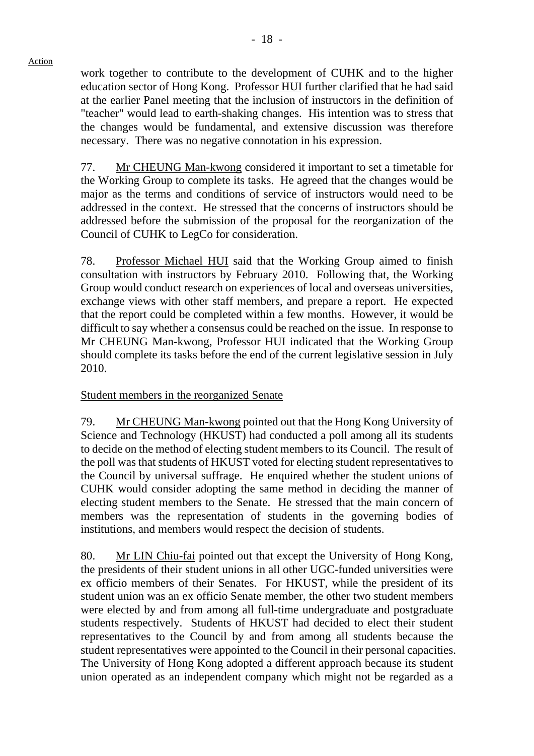Action

work together to contribute to the development of CUHK and to the higher education sector of Hong Kong. Professor HUI further clarified that he had said at the earlier Panel meeting that the inclusion of instructors in the definition of "teacher" would lead to earth-shaking changes. His intention was to stress that the changes would be fundamental, and extensive discussion was therefore necessary. There was no negative connotation in his expression.

77. Mr CHEUNG Man-kwong considered it important to set a timetable for the Working Group to complete its tasks. He agreed that the changes would be major as the terms and conditions of service of instructors would need to be addressed in the context. He stressed that the concerns of instructors should be addressed before the submission of the proposal for the reorganization of the Council of CUHK to LegCo for consideration.

78. Professor Michael HUI said that the Working Group aimed to finish consultation with instructors by February 2010. Following that, the Working Group would conduct research on experiences of local and overseas universities, exchange views with other staff members, and prepare a report. He expected that the report could be completed within a few months. However, it would be difficult to say whether a consensus could be reached on the issue. In response to Mr CHEUNG Man-kwong, Professor HUI indicated that the Working Group should complete its tasks before the end of the current legislative session in July 2010.

Student members in the reorganized Senate

79. Mr CHEUNG Man-kwong pointed out that the Hong Kong University of Science and Technology (HKUST) had conducted a poll among all its students to decide on the method of electing student members to its Council. The result of the poll was that students of HKUST voted for electing student representatives to the Council by universal suffrage. He enquired whether the student unions of CUHK would consider adopting the same method in deciding the manner of electing student members to the Senate. He stressed that the main concern of members was the representation of students in the governing bodies of institutions, and members would respect the decision of students.

80. Mr LIN Chiu-fai pointed out that except the University of Hong Kong, the presidents of their student unions in all other UGC-funded universities were ex officio members of their Senates. For HKUST, while the president of its student union was an ex officio Senate member, the other two student members were elected by and from among all full-time undergraduate and postgraduate students respectively. Students of HKUST had decided to elect their student representatives to the Council by and from among all students because the student representatives were appointed to the Council in their personal capacities. The University of Hong Kong adopted a different approach because its student union operated as an independent company which might not be regarded as a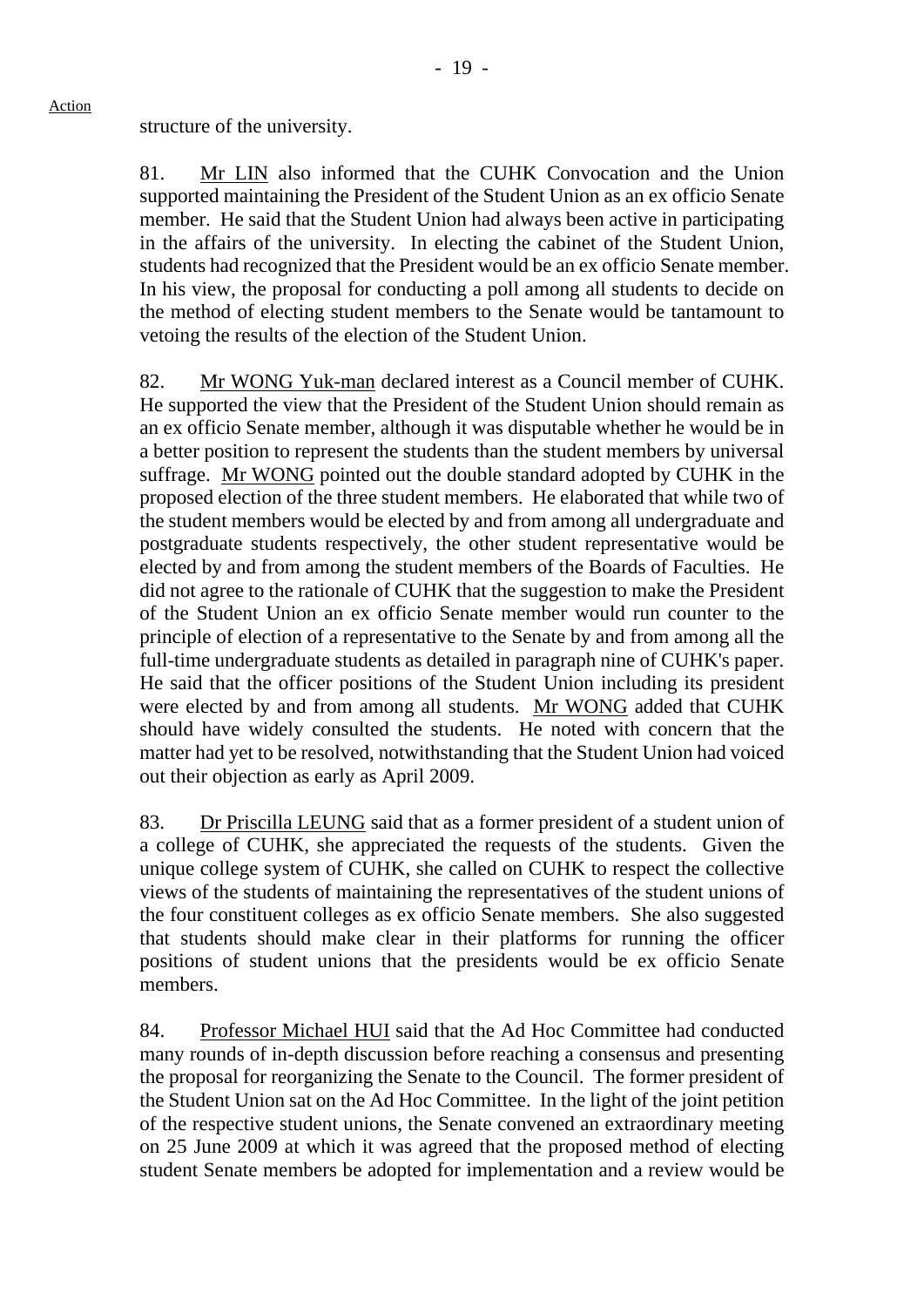structure of the university.

81. Mr LIN also informed that the CUHK Convocation and the Union supported maintaining the President of the Student Union as an ex officio Senate member. He said that the Student Union had always been active in participating in the affairs of the university. In electing the cabinet of the Student Union, students had recognized that the President would be an ex officio Senate member. In his view, the proposal for conducting a poll among all students to decide on the method of electing student members to the Senate would be tantamount to vetoing the results of the election of the Student Union.

82. Mr WONG Yuk-man declared interest as a Council member of CUHK. He supported the view that the President of the Student Union should remain as an ex officio Senate member, although it was disputable whether he would be in a better position to represent the students than the student members by universal suffrage. Mr WONG pointed out the double standard adopted by CUHK in the proposed election of the three student members. He elaborated that while two of the student members would be elected by and from among all undergraduate and postgraduate students respectively, the other student representative would be elected by and from among the student members of the Boards of Faculties. He did not agree to the rationale of CUHK that the suggestion to make the President of the Student Union an ex officio Senate member would run counter to the principle of election of a representative to the Senate by and from among all the full-time undergraduate students as detailed in paragraph nine of CUHK's paper. He said that the officer positions of the Student Union including its president were elected by and from among all students. Mr WONG added that CUHK should have widely consulted the students. He noted with concern that the matter had yet to be resolved, notwithstanding that the Student Union had voiced out their objection as early as April 2009.

83. Dr Priscilla LEUNG said that as a former president of a student union of a college of CUHK, she appreciated the requests of the students. Given the unique college system of CUHK, she called on CUHK to respect the collective views of the students of maintaining the representatives of the student unions of the four constituent colleges as ex officio Senate members. She also suggested that students should make clear in their platforms for running the officer positions of student unions that the presidents would be ex officio Senate members.

84. Professor Michael HUI said that the Ad Hoc Committee had conducted many rounds of in-depth discussion before reaching a consensus and presenting the proposal for reorganizing the Senate to the Council. The former president of the Student Union sat on the Ad Hoc Committee. In the light of the joint petition of the respective student unions, the Senate convened an extraordinary meeting on 25 June 2009 at which it was agreed that the proposed method of electing student Senate members be adopted for implementation and a review would be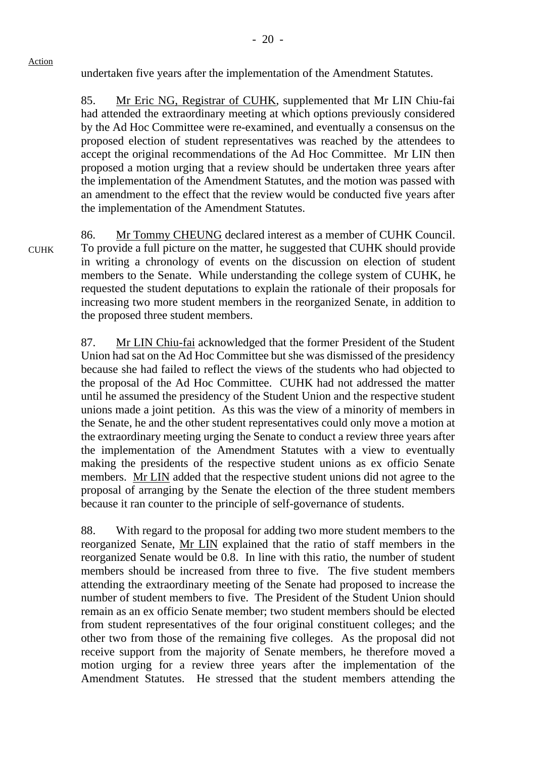Action

undertaken five years after the implementation of the Amendment Statutes.

85. Mr Eric NG, Registrar of CUHK, supplemented that Mr LIN Chiu-fai had attended the extraordinary meeting at which options previously considered by the Ad Hoc Committee were re-examined, and eventually a consensus on the proposed election of student representatives was reached by the attendees to accept the original recommendations of the Ad Hoc Committee. Mr LIN then proposed a motion urging that a review should be undertaken three years after the implementation of the Amendment Statutes, and the motion was passed with an amendment to the effect that the review would be conducted five years after the implementation of the Amendment Statutes.

CUHK

86. Mr Tommy CHEUNG declared interest as a member of CUHK Council. To provide a full picture on the matter, he suggested that CUHK should provide in writing a chronology of events on the discussion on election of student members to the Senate. While understanding the college system of CUHK, he requested the student deputations to explain the rationale of their proposals for increasing two more student members in the reorganized Senate, in addition to the proposed three student members.

87. Mr LIN Chiu-fai acknowledged that the former President of the Student Union had sat on the Ad Hoc Committee but she was dismissed of the presidency because she had failed to reflect the views of the students who had objected to the proposal of the Ad Hoc Committee. CUHK had not addressed the matter until he assumed the presidency of the Student Union and the respective student unions made a joint petition. As this was the view of a minority of members in the Senate, he and the other student representatives could only move a motion at the extraordinary meeting urging the Senate to conduct a review three years after the implementation of the Amendment Statutes with a view to eventually making the presidents of the respective student unions as ex officio Senate members. Mr LIN added that the respective student unions did not agree to the proposal of arranging by the Senate the election of the three student members because it ran counter to the principle of self-governance of students.

88. With regard to the proposal for adding two more student members to the reorganized Senate, Mr LIN explained that the ratio of staff members in the reorganized Senate would be 0.8. In line with this ratio, the number of student members should be increased from three to five. The five student members attending the extraordinary meeting of the Senate had proposed to increase the number of student members to five. The President of the Student Union should remain as an ex officio Senate member; two student members should be elected from student representatives of the four original constituent colleges; and the other two from those of the remaining five colleges. As the proposal did not receive support from the majority of Senate members, he therefore moved a motion urging for a review three years after the implementation of the Amendment Statutes. He stressed that the student members attending the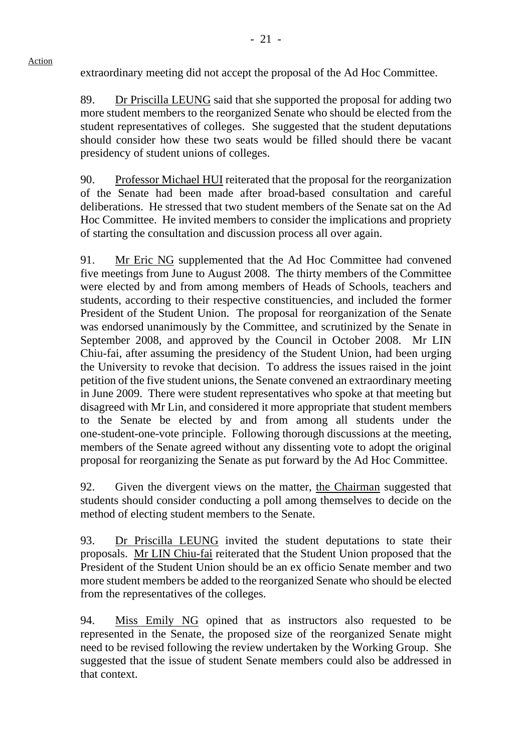Action

extraordinary meeting did not accept the proposal of the Ad Hoc Committee.

89. Dr Priscilla LEUNG said that she supported the proposal for adding two more student members to the reorganized Senate who should be elected from the student representatives of colleges. She suggested that the student deputations should consider how these two seats would be filled should there be vacant presidency of student unions of colleges.

90. Professor Michael HUI reiterated that the proposal for the reorganization of the Senate had been made after broad-based consultation and careful deliberations. He stressed that two student members of the Senate sat on the Ad Hoc Committee. He invited members to consider the implications and propriety of starting the consultation and discussion process all over again.

91. Mr Eric NG supplemented that the Ad Hoc Committee had convened five meetings from June to August 2008. The thirty members of the Committee were elected by and from among members of Heads of Schools, teachers and students, according to their respective constituencies, and included the former President of the Student Union. The proposal for reorganization of the Senate was endorsed unanimously by the Committee, and scrutinized by the Senate in September 2008, and approved by the Council in October 2008. Mr LIN Chiu-fai, after assuming the presidency of the Student Union, had been urging the University to revoke that decision. To address the issues raised in the joint petition of the five student unions, the Senate convened an extraordinary meeting in June 2009. There were student representatives who spoke at that meeting but disagreed with Mr Lin, and considered it more appropriate that student members to the Senate be elected by and from among all students under the one-student-one-vote principle. Following thorough discussions at the meeting, members of the Senate agreed without any dissenting vote to adopt the original proposal for reorganizing the Senate as put forward by the Ad Hoc Committee.

92. Given the divergent views on the matter, the Chairman suggested that students should consider conducting a poll among themselves to decide on the method of electing student members to the Senate.

93. Dr Priscilla LEUNG invited the student deputations to state their proposals. Mr LIN Chiu-fai reiterated that the Student Union proposed that the President of the Student Union should be an ex officio Senate member and two more student members be added to the reorganized Senate who should be elected from the representatives of the colleges.

94. Miss Emily NG opined that as instructors also requested to be represented in the Senate, the proposed size of the reorganized Senate might need to be revised following the review undertaken by the Working Group. She suggested that the issue of student Senate members could also be addressed in that context.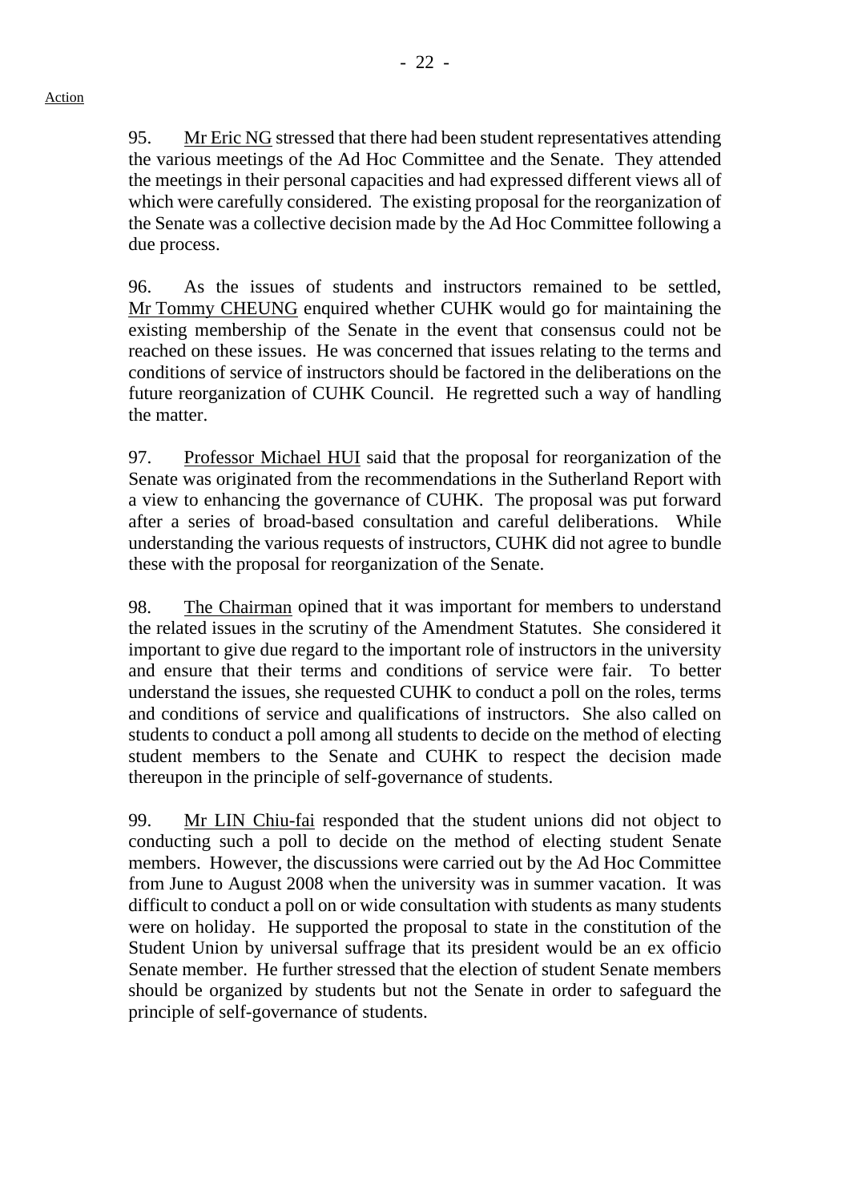Action

95. Mr Eric NG stressed that there had been student representatives attending the various meetings of the Ad Hoc Committee and the Senate. They attended the meetings in their personal capacities and had expressed different views all of which were carefully considered. The existing proposal for the reorganization of the Senate was a collective decision made by the Ad Hoc Committee following a due process.

96. As the issues of students and instructors remained to be settled, Mr Tommy CHEUNG enquired whether CUHK would go for maintaining the existing membership of the Senate in the event that consensus could not be reached on these issues. He was concerned that issues relating to the terms and conditions of service of instructors should be factored in the deliberations on the future reorganization of CUHK Council. He regretted such a way of handling the matter.

97. Professor Michael HUI said that the proposal for reorganization of the Senate was originated from the recommendations in the Sutherland Report with a view to enhancing the governance of CUHK. The proposal was put forward after a series of broad-based consultation and careful deliberations. While understanding the various requests of instructors, CUHK did not agree to bundle these with the proposal for reorganization of the Senate.

98. The Chairman opined that it was important for members to understand the related issues in the scrutiny of the Amendment Statutes. She considered it important to give due regard to the important role of instructors in the university and ensure that their terms and conditions of service were fair. To better understand the issues, she requested CUHK to conduct a poll on the roles, terms and conditions of service and qualifications of instructors. She also called on students to conduct a poll among all students to decide on the method of electing student members to the Senate and CUHK to respect the decision made thereupon in the principle of self-governance of students.

99. Mr LIN Chiu-fai responded that the student unions did not object to conducting such a poll to decide on the method of electing student Senate members. However, the discussions were carried out by the Ad Hoc Committee from June to August 2008 when the university was in summer vacation. It was difficult to conduct a poll on or wide consultation with students as many students were on holiday. He supported the proposal to state in the constitution of the Student Union by universal suffrage that its president would be an ex officio Senate member. He further stressed that the election of student Senate members should be organized by students but not the Senate in order to safeguard the principle of self-governance of students.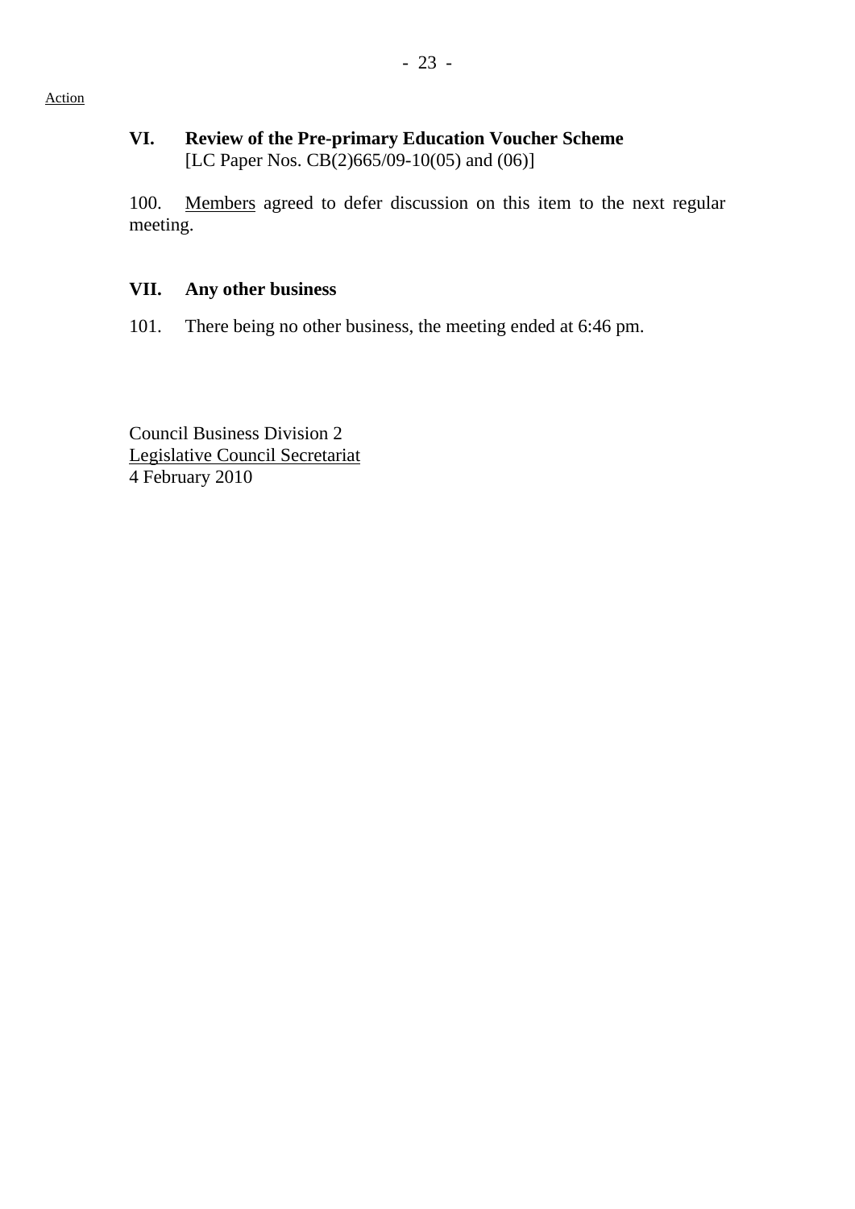Action

### VI. Review of the Pre-primary Education Voucher Scheme

[LC Paper Nos. CB(2)665/09-10(05) and (06)]

100. Members agreed to defer discussion on this item to the next regular meeting.

### VII. Any other business

101. There being no other business, the meeting ended at 6:46 pm.

Council Business Division 2
Legislative Council Secretariat
4 February 2010